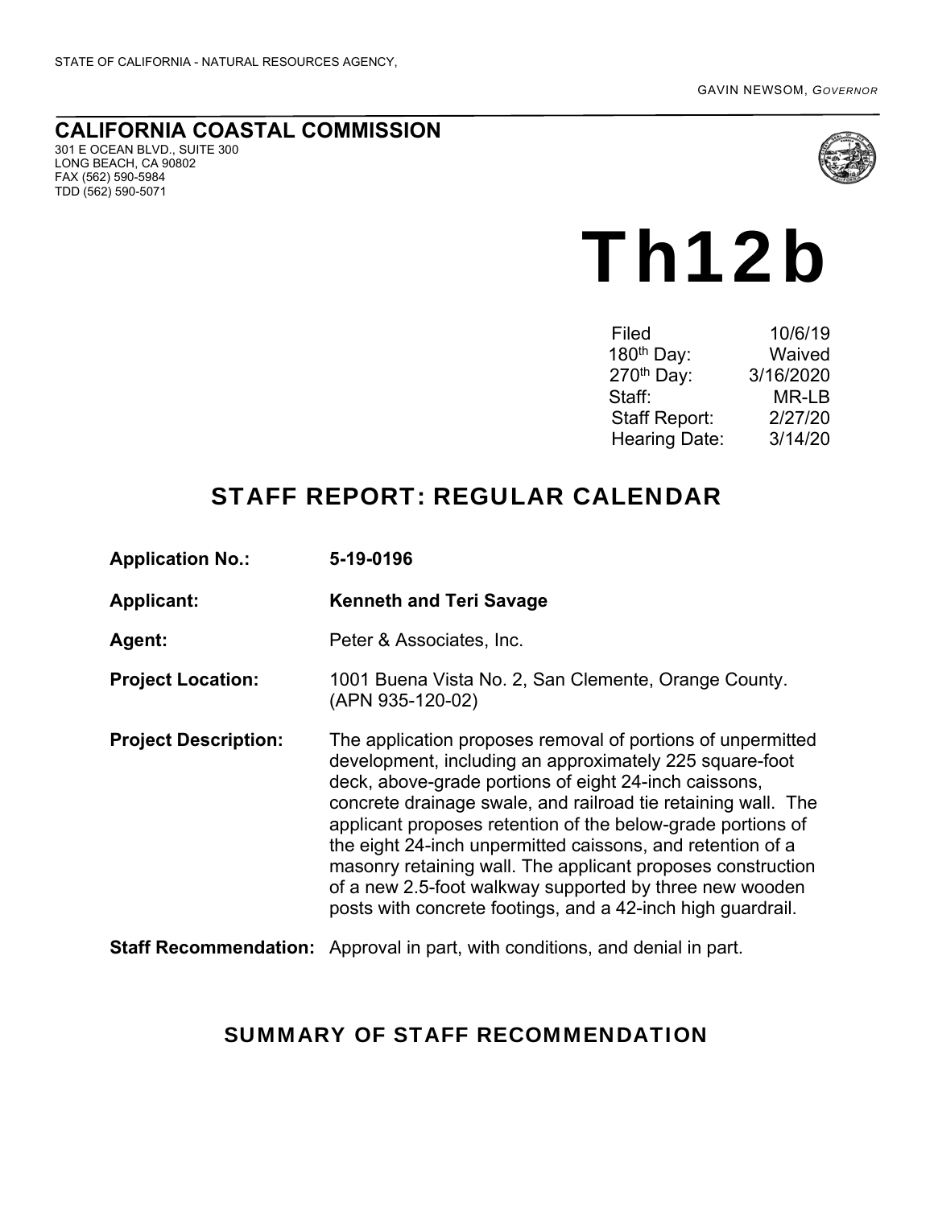STATE OF CALIFORNIA - NATURAL RESOURCES AGENCY,

GAVIN NEWSOM, *GOVERNOR*

**CALIFORNIA COASTAL COMMISSION**
301 E OCEAN BLVD., SUITE 300
LONG BEACH, CA 90802
FAX (562) 590-5984
TDD (562) 590-5071

# Th12b

| | |
|---|---|
| Filed | 10/6/19 |
| 180th Day: | Waived |
| 270th Day: | 3/16/2020 |
| Staff: | MR-LB |
| Staff Report: | 2/27/20 |
| Hearing Date: | 3/14/20 |

## STAFF REPORT: REGULAR CALENDAR

**Application No.:** 5-19-0196

**Applicant:** Kenneth and Teri Savage

**Agent:** Peter & Associates, Inc.

**Project Location:** 1001 Buena Vista No. 2, San Clemente, Orange County. (APN 935-120-02)

**Project Description:** The application proposes removal of portions of unpermitted development, including an approximately 225 square-foot deck, above-grade portions of eight 24-inch caissons, concrete drainage swale, and railroad tie retaining wall. The applicant proposes retention of the below-grade portions of the eight 24-inch unpermitted caissons, and retention of a masonry retaining wall. The applicant proposes construction of a new 2.5-foot walkway supported by three new wooden posts with concrete footings, and a 42-inch high guardrail.

**Staff Recommendation:** Approval in part, with conditions, and denial in part.

## SUMMARY OF STAFF RECOMMENDATION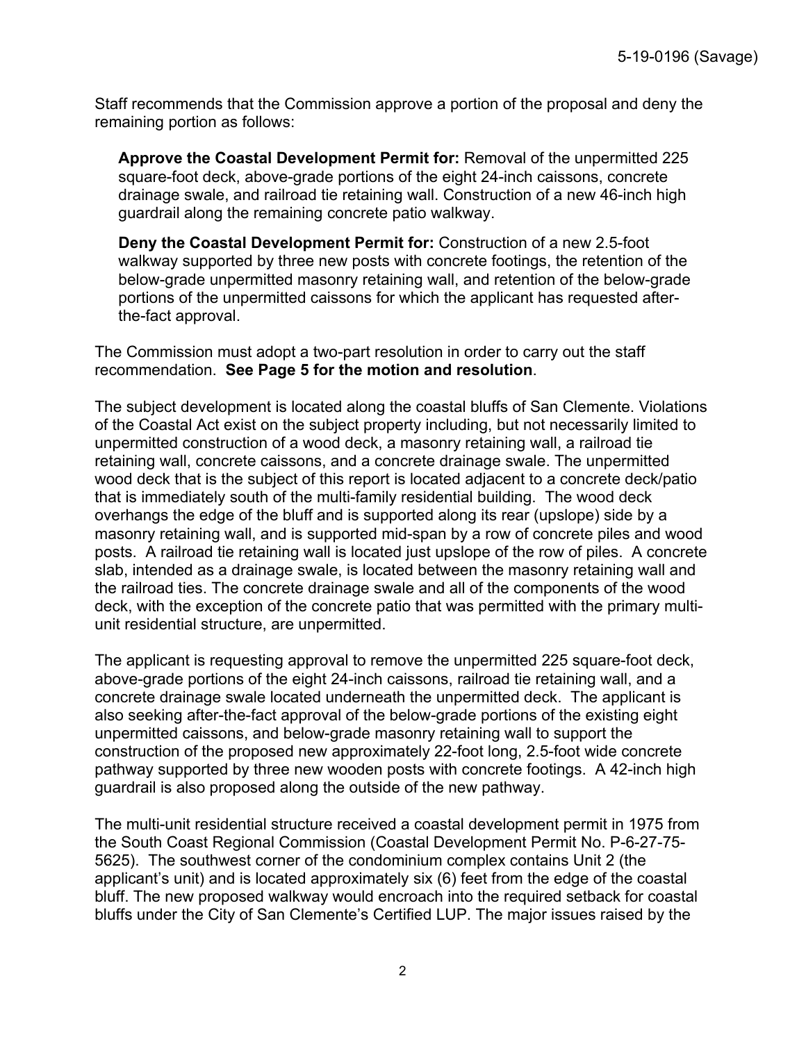Staff recommends that the Commission approve a portion of the proposal and deny the remaining portion as follows:

**Approve the Coastal Development Permit for:** Removal of the unpermitted 225 square-foot deck, above-grade portions of the eight 24-inch caissons, concrete drainage swale, and railroad tie retaining wall. Construction of a new 46-inch high guardrail along the remaining concrete patio walkway.

**Deny the Coastal Development Permit for:** Construction of a new 2.5-foot walkway supported by three new posts with concrete footings, the retention of the below-grade unpermitted masonry retaining wall, and retention of the below-grade portions of the unpermitted caissons for which the applicant has requested after-the-fact approval.

The Commission must adopt a two-part resolution in order to carry out the staff recommendation. **See Page 5 for the motion and resolution**.

The subject development is located along the coastal bluffs of San Clemente. Violations of the Coastal Act exist on the subject property including, but not necessarily limited to unpermitted construction of a wood deck, a masonry retaining wall, a railroad tie retaining wall, concrete caissons, and a concrete drainage swale. The unpermitted wood deck that is the subject of this report is located adjacent to a concrete deck/patio that is immediately south of the multi-family residential building. The wood deck overhangs the edge of the bluff and is supported along its rear (upslope) side by a masonry retaining wall, and is supported mid-span by a row of concrete piles and wood posts. A railroad tie retaining wall is located just upslope of the row of piles. A concrete slab, intended as a drainage swale, is located between the masonry retaining wall and the railroad ties. The concrete drainage swale and all of the components of the wood deck, with the exception of the concrete patio that was permitted with the primary multi-unit residential structure, are unpermitted.

The applicant is requesting approval to remove the unpermitted 225 square-foot deck, above-grade portions of the eight 24-inch caissons, railroad tie retaining wall, and a concrete drainage swale located underneath the unpermitted deck. The applicant is also seeking after-the-fact approval of the below-grade portions of the existing eight unpermitted caissons, and below-grade masonry retaining wall to support the construction of the proposed new approximately 22-foot long, 2.5-foot wide concrete pathway supported by three new wooden posts with concrete footings. A 42-inch high guardrail is also proposed along the outside of the new pathway.

The multi-unit residential structure received a coastal development permit in 1975 from the South Coast Regional Commission (Coastal Development Permit No. P-6-27-75-5625). The southwest corner of the condominium complex contains Unit 2 (the applicant's unit) and is located approximately six (6) feet from the edge of the coastal bluff. The new proposed walkway would encroach into the required setback for coastal bluffs under the City of San Clemente's Certified LUP. The major issues raised by the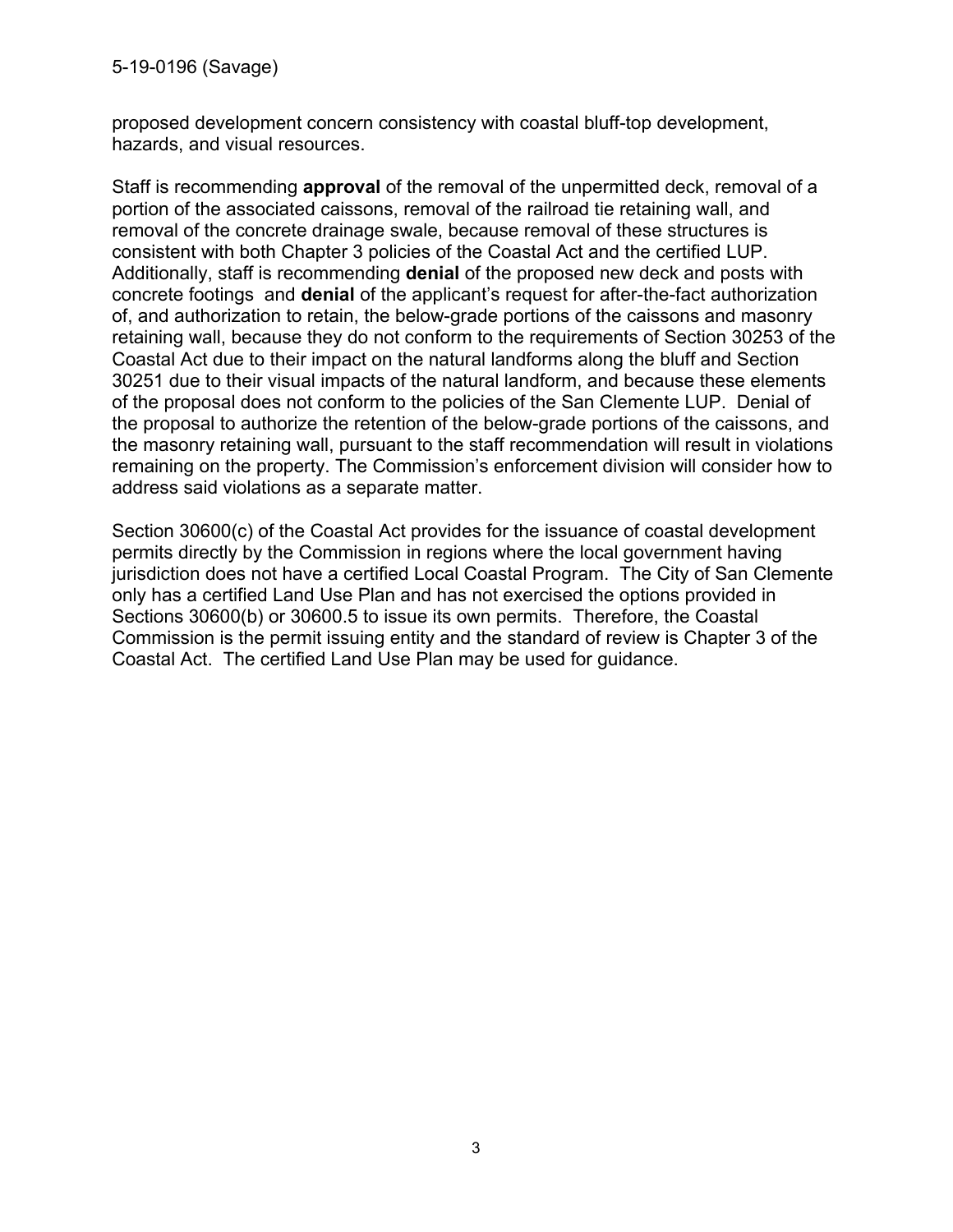proposed development concern consistency with coastal bluff-top development, hazards, and visual resources.

Staff is recommending **approval** of the removal of the unpermitted deck, removal of a portion of the associated caissons, removal of the railroad tie retaining wall, and removal of the concrete drainage swale, because removal of these structures is consistent with both Chapter 3 policies of the Coastal Act and the certified LUP. Additionally, staff is recommending **denial** of the proposed new deck and posts with concrete footings and **denial** of the applicant's request for after-the-fact authorization of, and authorization to retain, the below-grade portions of the caissons and masonry retaining wall, because they do not conform to the requirements of Section 30253 of the Coastal Act due to their impact on the natural landforms along the bluff and Section 30251 due to their visual impacts of the natural landform, and because these elements of the proposal does not conform to the policies of the San Clemente LUP. Denial of the proposal to authorize the retention of the below-grade portions of the caissons, and the masonry retaining wall, pursuant to the staff recommendation will result in violations remaining on the property. The Commission's enforcement division will consider how to address said violations as a separate matter.

Section 30600(c) of the Coastal Act provides for the issuance of coastal development permits directly by the Commission in regions where the local government having jurisdiction does not have a certified Local Coastal Program. The City of San Clemente only has a certified Land Use Plan and has not exercised the options provided in Sections 30600(b) or 30600.5 to issue its own permits. Therefore, the Coastal Commission is the permit issuing entity and the standard of review is Chapter 3 of the Coastal Act. The certified Land Use Plan may be used for guidance.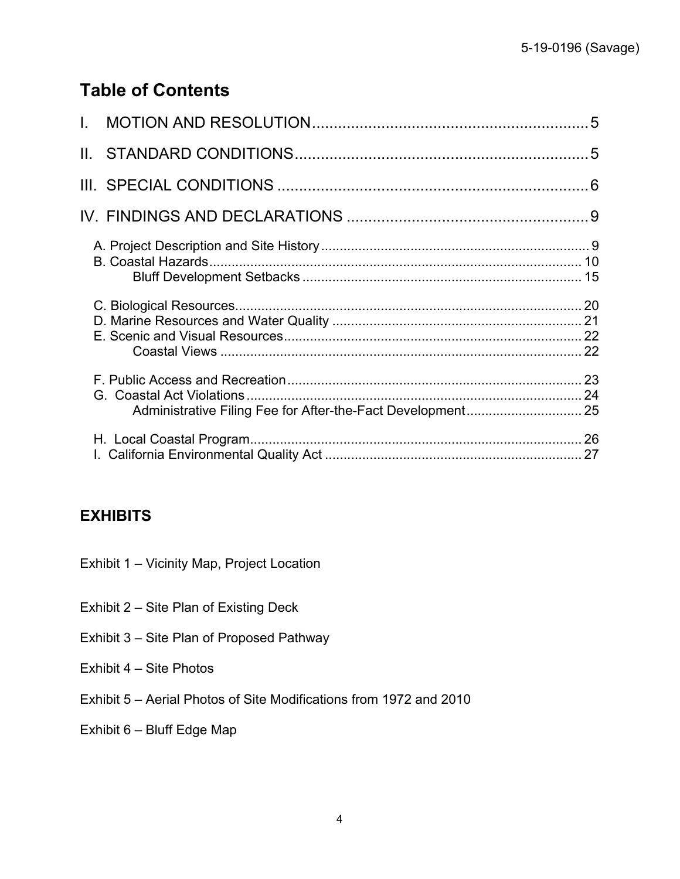## Table of Contents

I. MOTION AND RESOLUTION ............................................................ 5

II. STANDARD CONDITIONS ............................................................ 5

III. SPECIAL CONDITIONS ............................................................ 6

IV. FINDINGS AND DECLARATIONS ............................................................ 9

- A. Project Description and Site History ............................................................ 9
- B. Coastal Hazards ............................................................ 10
  - Bluff Development Setbacks ............................................................ 15
- C. Biological Resources ............................................................ 20
- D. Marine Resources and Water Quality ............................................................ 21
- E. Scenic and Visual Resources ............................................................ 22
  - Coastal Views ............................................................ 22
- F. Public Access and Recreation ............................................................ 23
- G. Coastal Act Violations ............................................................ 24
  - Administrative Filing Fee for After-the-Fact Development ............................................................ 25
- H. Local Coastal Program ............................................................ 26
- I. California Environmental Quality Act ............................................................ 27

## EXHIBITS

Exhibit 1 – Vicinity Map, Project Location

Exhibit 2 – Site Plan of Existing Deck

Exhibit 3 – Site Plan of Proposed Pathway

Exhibit 4 – Site Photos

Exhibit 5 – Aerial Photos of Site Modifications from 1972 and 2010

Exhibit 6 – Bluff Edge Map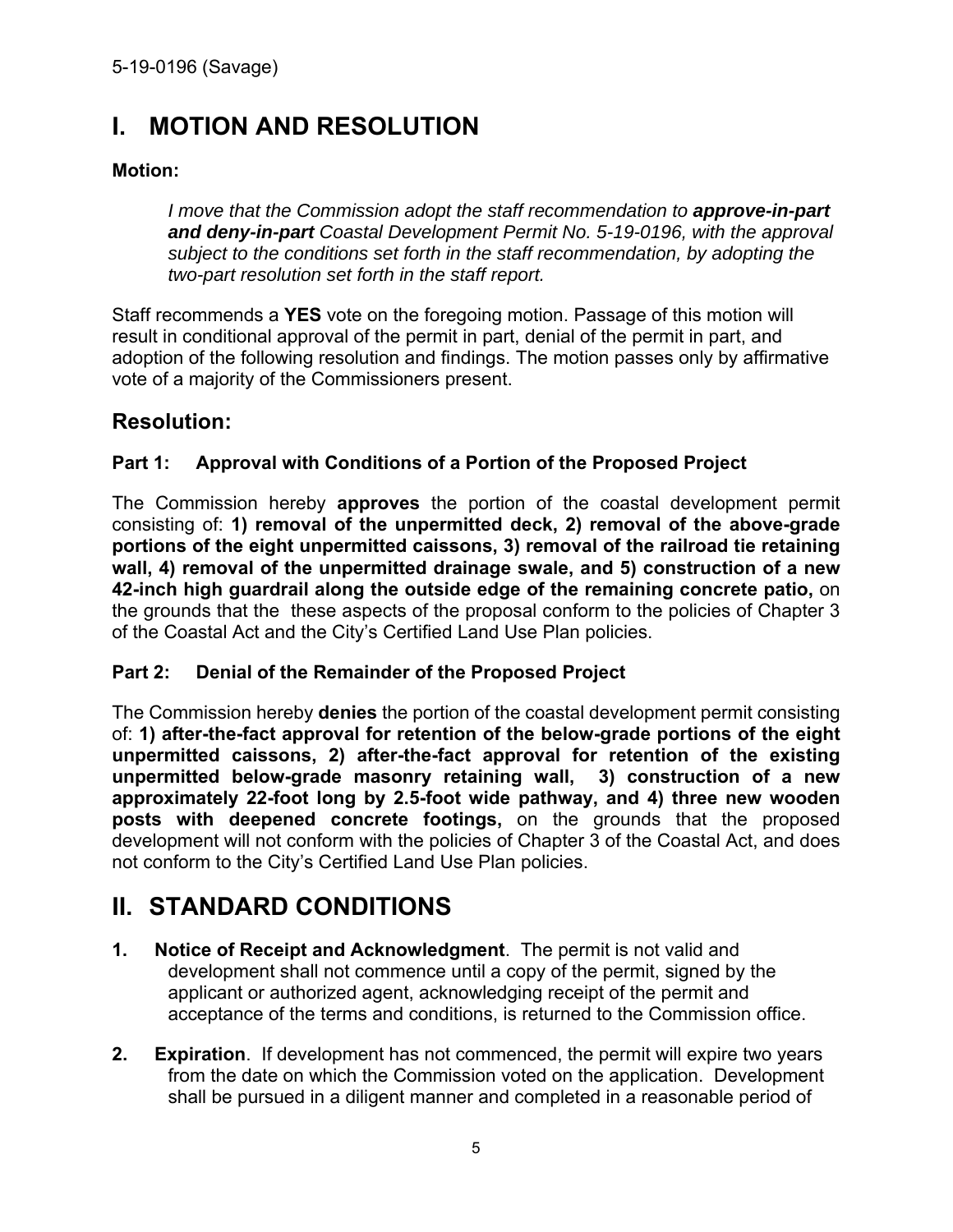# I. MOTION AND RESOLUTION

**Motion:**

> *I move that the Commission adopt the staff recommendation to **approve-in-part and deny-in-part** Coastal Development Permit No. 5-19-0196, with the approval subject to the conditions set forth in the staff recommendation, by adopting the two-part resolution set forth in the staff report.*

Staff recommends a **YES** vote on the foregoing motion. Passage of this motion will result in conditional approval of the permit in part, denial of the permit in part, and adoption of the following resolution and findings. The motion passes only by affirmative vote of a majority of the Commissioners present.

## Resolution:

### Part 1: Approval with Conditions of a Portion of the Proposed Project

The Commission hereby **approves** the portion of the coastal development permit consisting of: **1) removal of the unpermitted deck, 2) removal of the above-grade portions of the eight unpermitted caissons, 3) removal of the railroad tie retaining wall, 4) removal of the unpermitted drainage swale, and 5) construction of a new 42-inch high guardrail along the outside edge of the remaining concrete patio,** on the grounds that the these aspects of the proposal conform to the policies of Chapter 3 of the Coastal Act and the City's Certified Land Use Plan policies.

### Part 2: Denial of the Remainder of the Proposed Project

The Commission hereby **denies** the portion of the coastal development permit consisting of: **1) after-the-fact approval for retention of the below-grade portions of the eight unpermitted caissons, 2) after-the-fact approval for retention of the existing unpermitted below-grade masonry retaining wall, 3) construction of a new approximately 22-foot long by 2.5-foot wide pathway, and 4) three new wooden posts with deepened concrete footings,** on the grounds that the proposed development will not conform with the policies of Chapter 3 of the Coastal Act, and does not conform to the City's Certified Land Use Plan policies.

# II. STANDARD CONDITIONS

1. **Notice of Receipt and Acknowledgment**. The permit is not valid and development shall not commence until a copy of the permit, signed by the applicant or authorized agent, acknowledging receipt of the permit and acceptance of the terms and conditions, is returned to the Commission office.

2. **Expiration**. If development has not commenced, the permit will expire two years from the date on which the Commission voted on the application. Development shall be pursued in a diligent manner and completed in a reasonable period of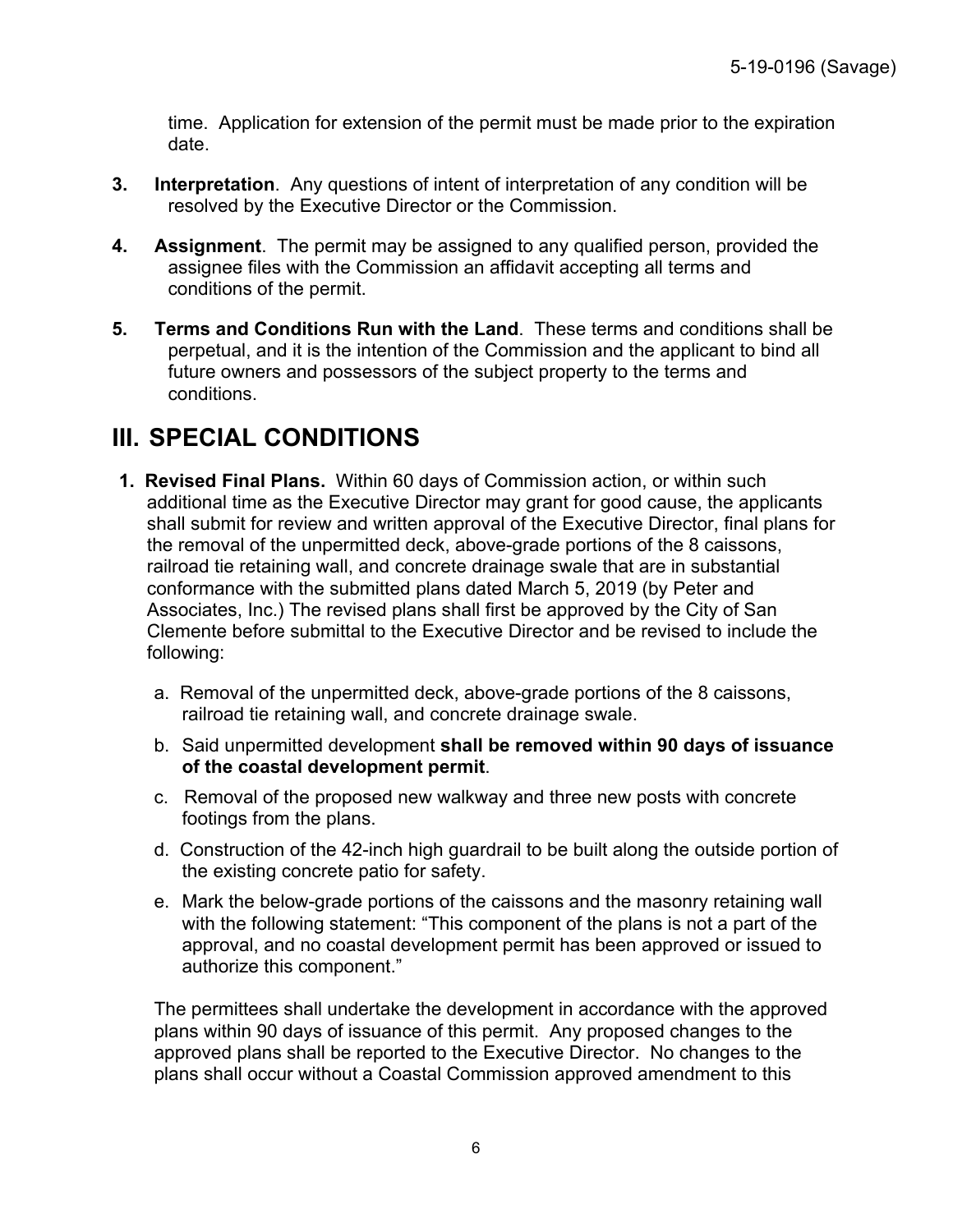time. Application for extension of the permit must be made prior to the expiration date.

3. **Interpretation**. Any questions of intent of interpretation of any condition will be resolved by the Executive Director or the Commission.

4. **Assignment**. The permit may be assigned to any qualified person, provided the assignee files with the Commission an affidavit accepting all terms and conditions of the permit.

5. **Terms and Conditions Run with the Land**. These terms and conditions shall be perpetual, and it is the intention of the Commission and the applicant to bind all future owners and possessors of the subject property to the terms and conditions.

# III. SPECIAL CONDITIONS

1. **Revised Final Plans.** Within 60 days of Commission action, or within such additional time as the Executive Director may grant for good cause, the applicants shall submit for review and written approval of the Executive Director, final plans for the removal of the unpermitted deck, above-grade portions of the 8 caissons, railroad tie retaining wall, and concrete drainage swale that are in substantial conformance with the submitted plans dated March 5, 2019 (by Peter and Associates, Inc.) The revised plans shall first be approved by the City of San Clemente before submittal to the Executive Director and be revised to include the following:

   a. Removal of the unpermitted deck, above-grade portions of the 8 caissons, railroad tie retaining wall, and concrete drainage swale.

   b. Said unpermitted development **shall be removed within 90 days of issuance of the coastal development permit**.

   c. Removal of the proposed new walkway and three new posts with concrete footings from the plans.

   d. Construction of the 42-inch high guardrail to be built along the outside portion of the existing concrete patio for safety.

   e. Mark the below-grade portions of the caissons and the masonry retaining wall with the following statement: "This component of the plans is not a part of the approval, and no coastal development permit has been approved or issued to authorize this component."

   The permittees shall undertake the development in accordance with the approved plans within 90 days of issuance of this permit. Any proposed changes to the approved plans shall be reported to the Executive Director. No changes to the plans shall occur without a Coastal Commission approved amendment to this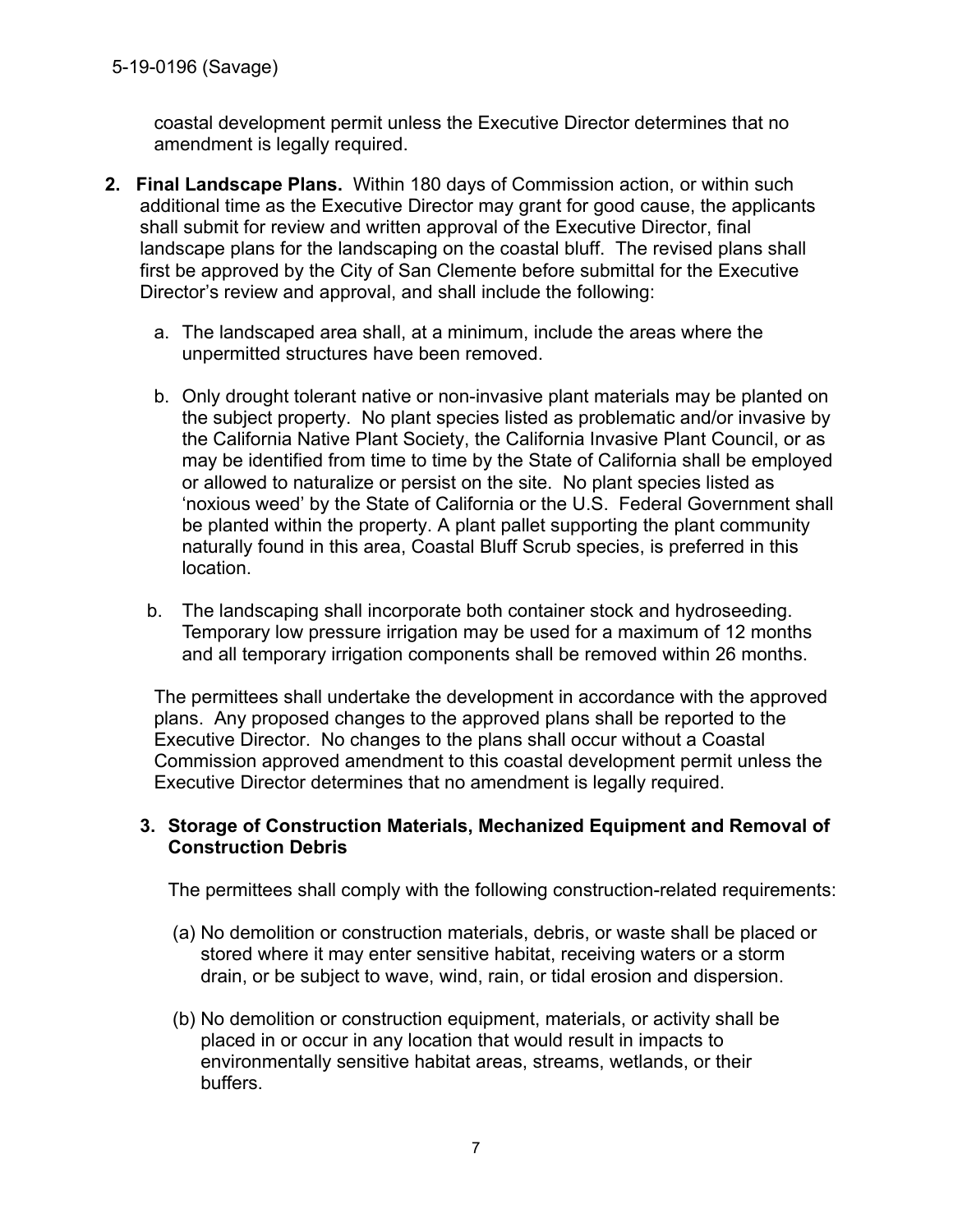coastal development permit unless the Executive Director determines that no amendment is legally required.

2. **Final Landscape Plans.** Within 180 days of Commission action, or within such additional time as the Executive Director may grant for good cause, the applicants shall submit for review and written approval of the Executive Director, final landscape plans for the landscaping on the coastal bluff. The revised plans shall first be approved by the City of San Clemente before submittal for the Executive Director's review and approval, and shall include the following:

   a. The landscaped area shall, at a minimum, include the areas where the unpermitted structures have been removed.

   b. Only drought tolerant native or non-invasive plant materials may be planted on the subject property. No plant species listed as problematic and/or invasive by the California Native Plant Society, the California Invasive Plant Council, or as may be identified from time to time by the State of California shall be employed or allowed to naturalize or persist on the site. No plant species listed as 'noxious weed' by the State of California or the U.S. Federal Government shall be planted within the property. A plant pallet supporting the plant community naturally found in this area, Coastal Bluff Scrub species, is preferred in this location.

   b. The landscaping shall incorporate both container stock and hydroseeding. Temporary low pressure irrigation may be used for a maximum of 12 months and all temporary irrigation components shall be removed within 26 months.

   The permittees shall undertake the development in accordance with the approved plans. Any proposed changes to the approved plans shall be reported to the Executive Director. No changes to the plans shall occur without a Coastal Commission approved amendment to this coastal development permit unless the Executive Director determines that no amendment is legally required.

3. **Storage of Construction Materials, Mechanized Equipment and Removal of Construction Debris**

   The permittees shall comply with the following construction-related requirements:

   (a) No demolition or construction materials, debris, or waste shall be placed or stored where it may enter sensitive habitat, receiving waters or a storm drain, or be subject to wave, wind, rain, or tidal erosion and dispersion.

   (b) No demolition or construction equipment, materials, or activity shall be placed in or occur in any location that would result in impacts to environmentally sensitive habitat areas, streams, wetlands, or their buffers.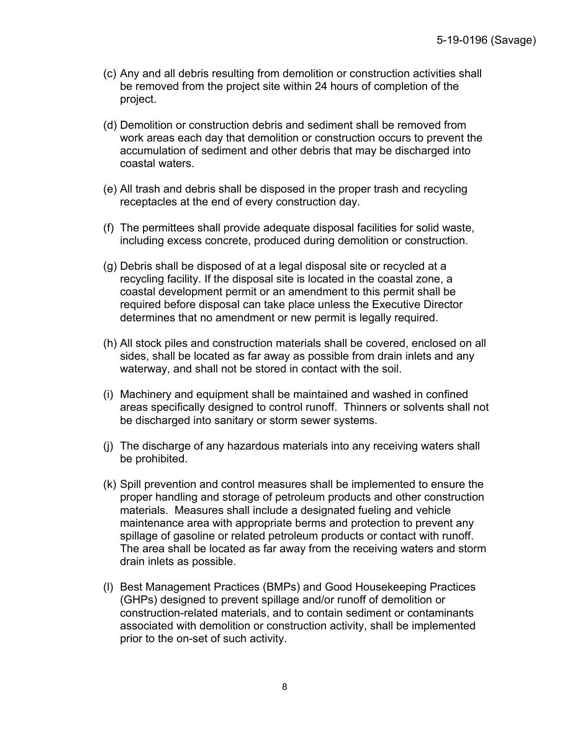(c) Any and all debris resulting from demolition or construction activities shall be removed from the project site within 24 hours of completion of the project.

(d) Demolition or construction debris and sediment shall be removed from work areas each day that demolition or construction occurs to prevent the accumulation of sediment and other debris that may be discharged into coastal waters.

(e) All trash and debris shall be disposed in the proper trash and recycling receptacles at the end of every construction day.

(f) The permittees shall provide adequate disposal facilities for solid waste, including excess concrete, produced during demolition or construction.

(g) Debris shall be disposed of at a legal disposal site or recycled at a recycling facility. If the disposal site is located in the coastal zone, a coastal development permit or an amendment to this permit shall be required before disposal can take place unless the Executive Director determines that no amendment or new permit is legally required.

(h) All stock piles and construction materials shall be covered, enclosed on all sides, shall be located as far away as possible from drain inlets and any waterway, and shall not be stored in contact with the soil.

(i) Machinery and equipment shall be maintained and washed in confined areas specifically designed to control runoff. Thinners or solvents shall not be discharged into sanitary or storm sewer systems.

(j) The discharge of any hazardous materials into any receiving waters shall be prohibited.

(k) Spill prevention and control measures shall be implemented to ensure the proper handling and storage of petroleum products and other construction materials. Measures shall include a designated fueling and vehicle maintenance area with appropriate berms and protection to prevent any spillage of gasoline or related petroleum products or contact with runoff. The area shall be located as far away from the receiving waters and storm drain inlets as possible.

(l) Best Management Practices (BMPs) and Good Housekeeping Practices (GHPs) designed to prevent spillage and/or runoff of demolition or construction-related materials, and to contain sediment or contaminants associated with demolition or construction activity, shall be implemented prior to the on-set of such activity.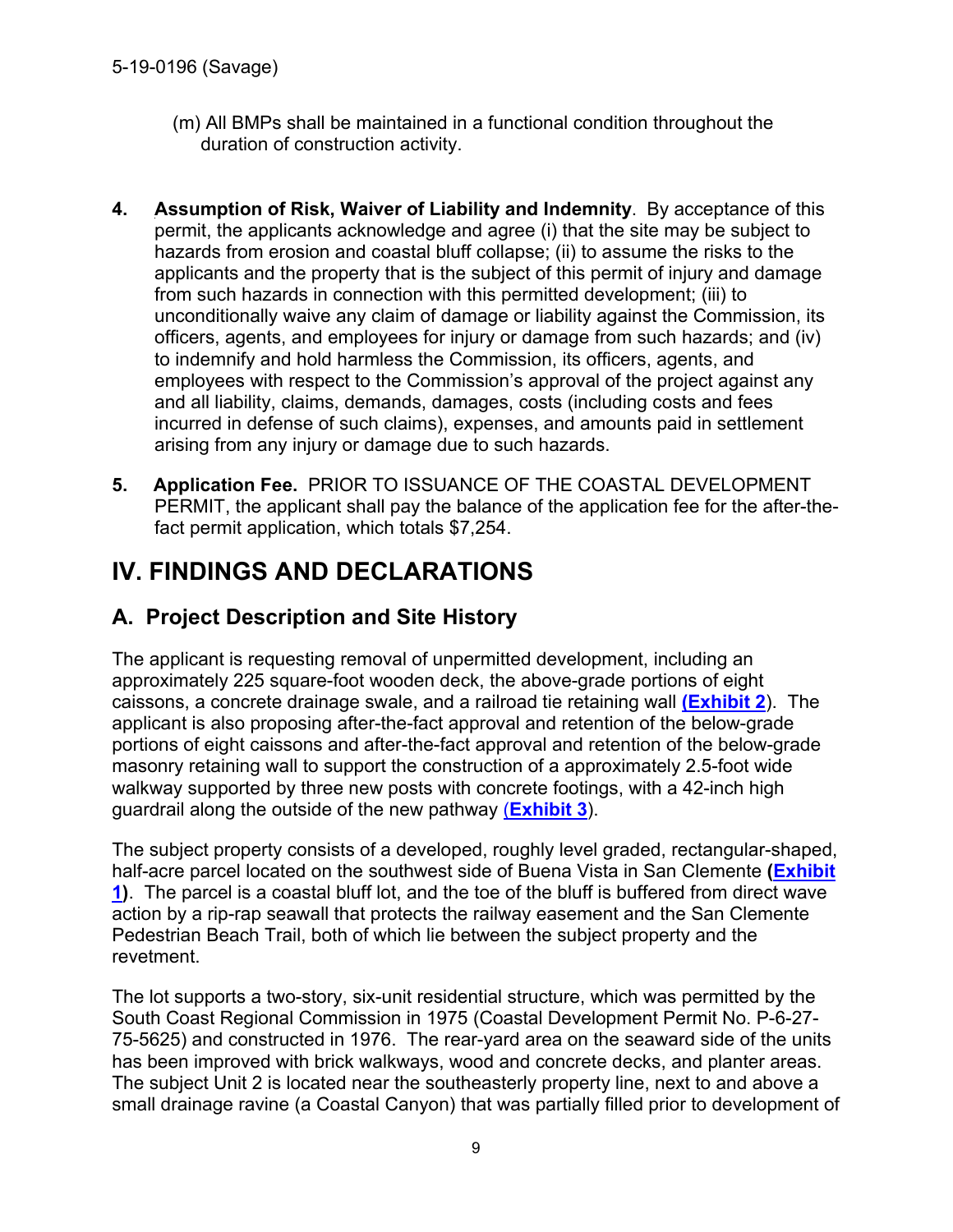(m) All BMPs shall be maintained in a functional condition throughout the duration of construction activity.

**4. Assumption of Risk, Waiver of Liability and Indemnity**. By acceptance of this permit, the applicants acknowledge and agree (i) that the site may be subject to hazards from erosion and coastal bluff collapse; (ii) to assume the risks to the applicants and the property that is the subject of this permit of injury and damage from such hazards in connection with this permitted development; (iii) to unconditionally waive any claim of damage or liability against the Commission, its officers, agents, and employees for injury or damage from such hazards; and (iv) to indemnify and hold harmless the Commission, its officers, agents, and employees with respect to the Commission's approval of the project against any and all liability, claims, demands, damages, costs (including costs and fees incurred in defense of such claims), expenses, and amounts paid in settlement arising from any injury or damage due to such hazards.

**5. Application Fee.** PRIOR TO ISSUANCE OF THE COASTAL DEVELOPMENT PERMIT, the applicant shall pay the balance of the application fee for the after-the-fact permit application, which totals $7,254.

# IV. FINDINGS AND DECLARATIONS

## A. Project Description and Site History

The applicant is requesting removal of unpermitted development, including an approximately 225 square-foot wooden deck, the above-grade portions of eight caissons, a concrete drainage swale, and a railroad tie retaining wall **(Exhibit 2)**. The applicant is also proposing after-the-fact approval and retention of the below-grade portions of eight caissons and after-the-fact approval and retention of the below-grade masonry retaining wall to support the construction of a approximately 2.5-foot wide walkway supported by three new posts with concrete footings, with a 42-inch high guardrail along the outside of the new pathway (**Exhibit 3**).

The subject property consists of a developed, roughly level graded, rectangular-shaped, half-acre parcel located on the southwest side of Buena Vista in San Clemente **(Exhibit 1)**. The parcel is a coastal bluff lot, and the toe of the bluff is buffered from direct wave action by a rip-rap seawall that protects the railway easement and the San Clemente Pedestrian Beach Trail, both of which lie between the subject property and the revetment.

The lot supports a two-story, six-unit residential structure, which was permitted by the South Coast Regional Commission in 1975 (Coastal Development Permit No. P-6-27-75-5625) and constructed in 1976. The rear-yard area on the seaward side of the units has been improved with brick walkways, wood and concrete decks, and planter areas. The subject Unit 2 is located near the southeasterly property line, next to and above a small drainage ravine (a Coastal Canyon) that was partially filled prior to development of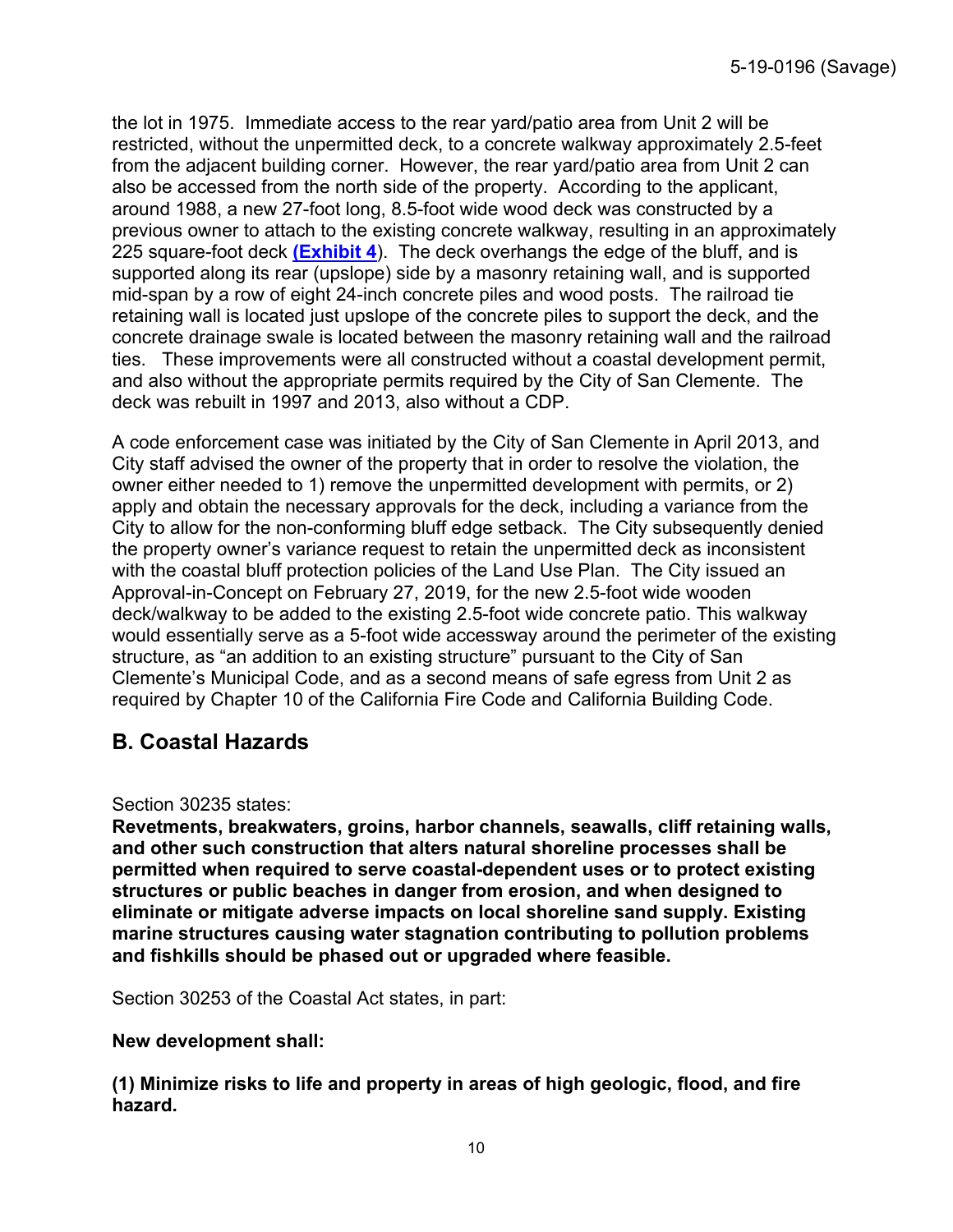the lot in 1975. Immediate access to the rear yard/patio area from Unit 2 will be restricted, without the unpermitted deck, to a concrete walkway approximately 2.5-feet from the adjacent building corner. However, the rear yard/patio area from Unit 2 can also be accessed from the north side of the property. According to the applicant, around 1988, a new 27-foot long, 8.5-foot wide wood deck was constructed by a previous owner to attach to the existing concrete walkway, resulting in an approximately 225 square-foot deck **(Exhibit 4)**. The deck overhangs the edge of the bluff, and is supported along its rear (upslope) side by a masonry retaining wall, and is supported mid-span by a row of eight 24-inch concrete piles and wood posts. The railroad tie retaining wall is located just upslope of the concrete piles to support the deck, and the concrete drainage swale is located between the masonry retaining wall and the railroad ties. These improvements were all constructed without a coastal development permit, and also without the appropriate permits required by the City of San Clemente. The deck was rebuilt in 1997 and 2013, also without a CDP.

A code enforcement case was initiated by the City of San Clemente in April 2013, and City staff advised the owner of the property that in order to resolve the violation, the owner either needed to 1) remove the unpermitted development with permits, or 2) apply and obtain the necessary approvals for the deck, including a variance from the City to allow for the non-conforming bluff edge setback. The City subsequently denied the property owner's variance request to retain the unpermitted deck as inconsistent with the coastal bluff protection policies of the Land Use Plan. The City issued an Approval-in-Concept on February 27, 2019, for the new 2.5-foot wide wooden deck/walkway to be added to the existing 2.5-foot wide concrete patio. This walkway would essentially serve as a 5-foot wide accessway around the perimeter of the existing structure, as "an addition to an existing structure" pursuant to the City of San Clemente's Municipal Code, and as a second means of safe egress from Unit 2 as required by Chapter 10 of the California Fire Code and California Building Code.

## B. Coastal Hazards

Section 30235 states:

**Revetments, breakwaters, groins, harbor channels, seawalls, cliff retaining walls, and other such construction that alters natural shoreline processes shall be permitted when required to serve coastal-dependent uses or to protect existing structures or public beaches in danger from erosion, and when designed to eliminate or mitigate adverse impacts on local shoreline sand supply. Existing marine structures causing water stagnation contributing to pollution problems and fishkills should be phased out or upgraded where feasible.**

Section 30253 of the Coastal Act states, in part:

**New development shall:**

**(1) Minimize risks to life and property in areas of high geologic, flood, and fire hazard.**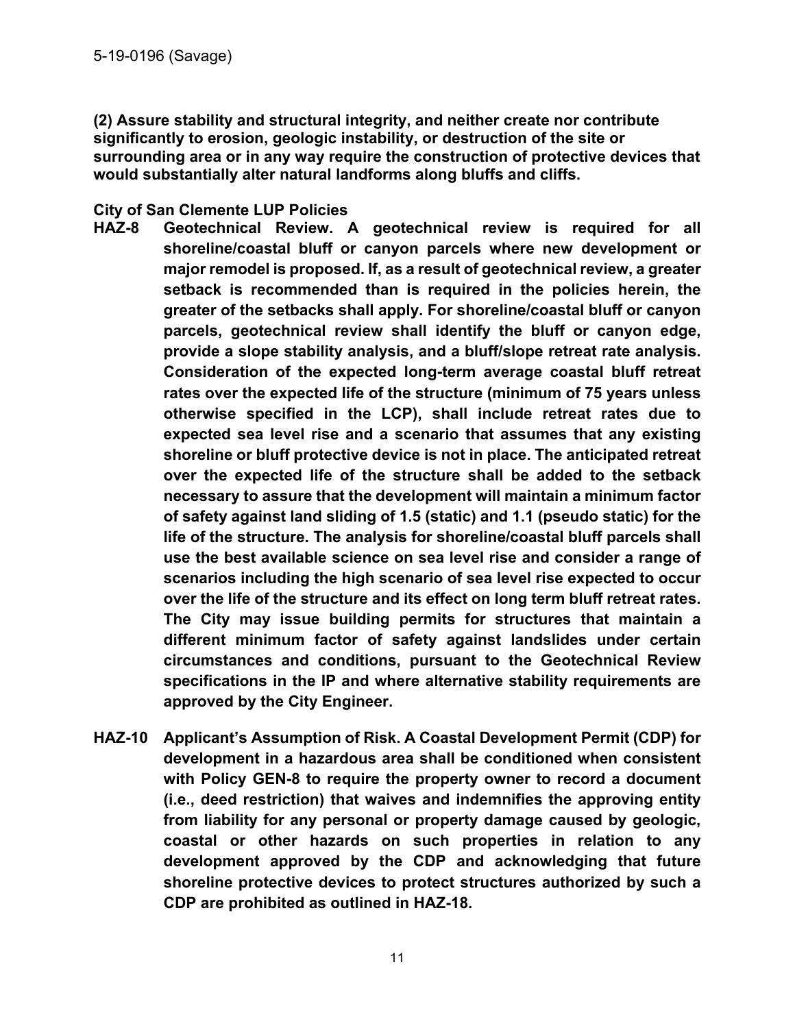**(2) Assure stability and structural integrity, and neither create nor contribute significantly to erosion, geologic instability, or destruction of the site or surrounding area or in any way require the construction of protective devices that would substantially alter natural landforms along bluffs and cliffs.**

**City of San Clemente LUP Policies**

**HAZ-8 Geotechnical Review. A geotechnical review is required for all shoreline/coastal bluff or canyon parcels where new development or major remodel is proposed. If, as a result of geotechnical review, a greater setback is recommended than is required in the policies herein, the greater of the setbacks shall apply. For shoreline/coastal bluff or canyon parcels, geotechnical review shall identify the bluff or canyon edge, provide a slope stability analysis, and a bluff/slope retreat rate analysis. Consideration of the expected long-term average coastal bluff retreat rates over the expected life of the structure (minimum of 75 years unless otherwise specified in the LCP), shall include retreat rates due to expected sea level rise and a scenario that assumes that any existing shoreline or bluff protective device is not in place. The anticipated retreat over the expected life of the structure shall be added to the setback necessary to assure that the development will maintain a minimum factor of safety against land sliding of 1.5 (static) and 1.1 (pseudo static) for the life of the structure. The analysis for shoreline/coastal bluff parcels shall use the best available science on sea level rise and consider a range of scenarios including the high scenario of sea level rise expected to occur over the life of the structure and its effect on long term bluff retreat rates. The City may issue building permits for structures that maintain a different minimum factor of safety against landslides under certain circumstances and conditions, pursuant to the Geotechnical Review specifications in the IP and where alternative stability requirements are approved by the City Engineer.**

**HAZ-10 Applicant's Assumption of Risk. A Coastal Development Permit (CDP) for development in a hazardous area shall be conditioned when consistent with Policy GEN-8 to require the property owner to record a document (i.e., deed restriction) that waives and indemnifies the approving entity from liability for any personal or property damage caused by geologic, coastal or other hazards on such properties in relation to any development approved by the CDP and acknowledging that future shoreline protective devices to protect structures authorized by such a CDP are prohibited as outlined in HAZ-18.**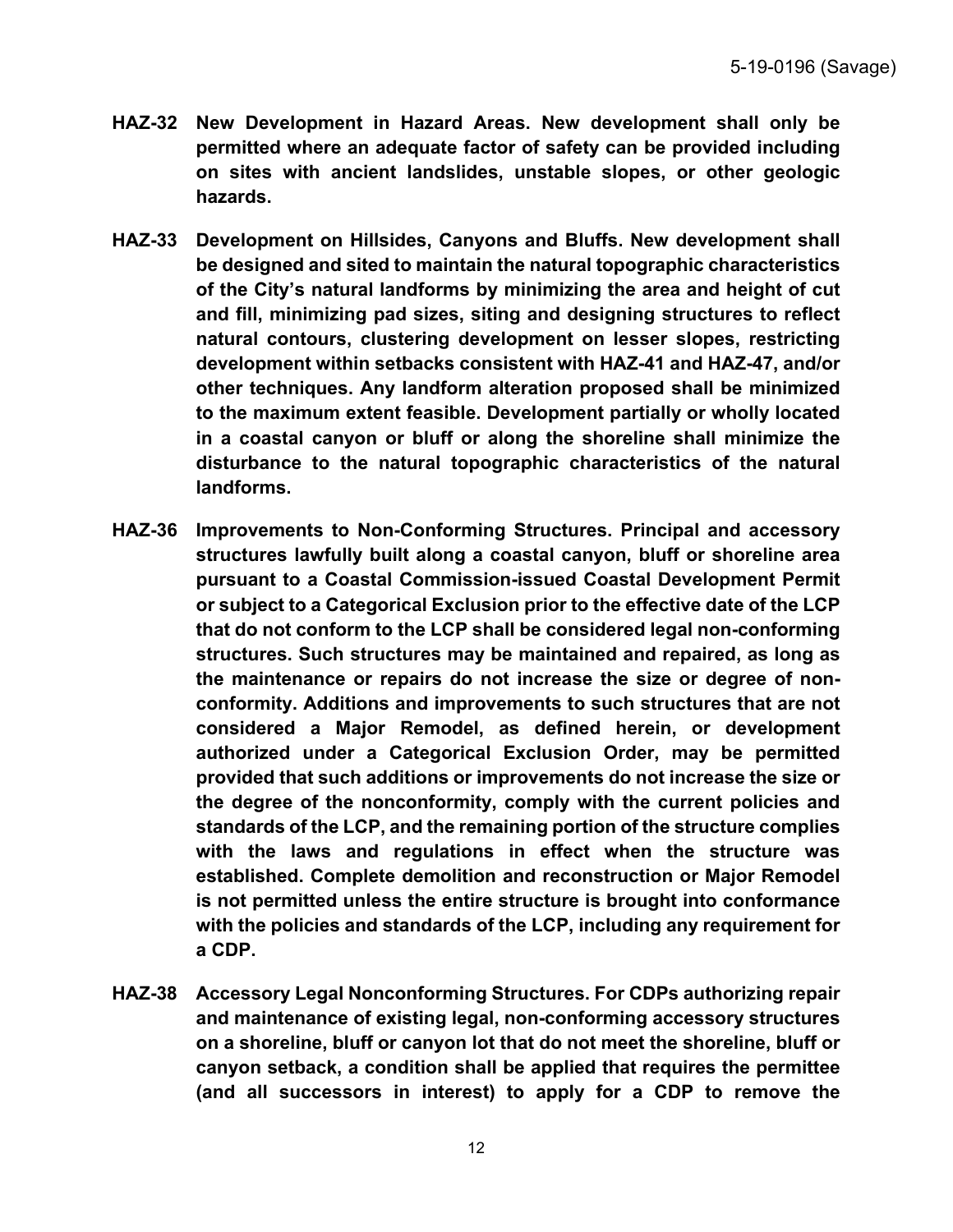**HAZ-32 New Development in Hazard Areas. New development shall only be permitted where an adequate factor of safety can be provided including on sites with ancient landslides, unstable slopes, or other geologic hazards.**

**HAZ-33 Development on Hillsides, Canyons and Bluffs. New development shall be designed and sited to maintain the natural topographic characteristics of the City's natural landforms by minimizing the area and height of cut and fill, minimizing pad sizes, siting and designing structures to reflect natural contours, clustering development on lesser slopes, restricting development within setbacks consistent with HAZ-41 and HAZ-47, and/or other techniques. Any landform alteration proposed shall be minimized to the maximum extent feasible. Development partially or wholly located in a coastal canyon or bluff or along the shoreline shall minimize the disturbance to the natural topographic characteristics of the natural landforms.**

**HAZ-36 Improvements to Non-Conforming Structures. Principal and accessory structures lawfully built along a coastal canyon, bluff or shoreline area pursuant to a Coastal Commission-issued Coastal Development Permit or subject to a Categorical Exclusion prior to the effective date of the LCP that do not conform to the LCP shall be considered legal non-conforming structures. Such structures may be maintained and repaired, as long as the maintenance or repairs do not increase the size or degree of non-conformity. Additions and improvements to such structures that are not considered a Major Remodel, as defined herein, or development authorized under a Categorical Exclusion Order, may be permitted provided that such additions or improvements do not increase the size or the degree of the nonconformity, comply with the current policies and standards of the LCP, and the remaining portion of the structure complies with the laws and regulations in effect when the structure was established. Complete demolition and reconstruction or Major Remodel is not permitted unless the entire structure is brought into conformance with the policies and standards of the LCP, including any requirement for a CDP.**

**HAZ-38 Accessory Legal Nonconforming Structures. For CDPs authorizing repair and maintenance of existing legal, non-conforming accessory structures on a shoreline, bluff or canyon lot that do not meet the shoreline, bluff or canyon setback, a condition shall be applied that requires the permittee (and all successors in interest) to apply for a CDP to remove the**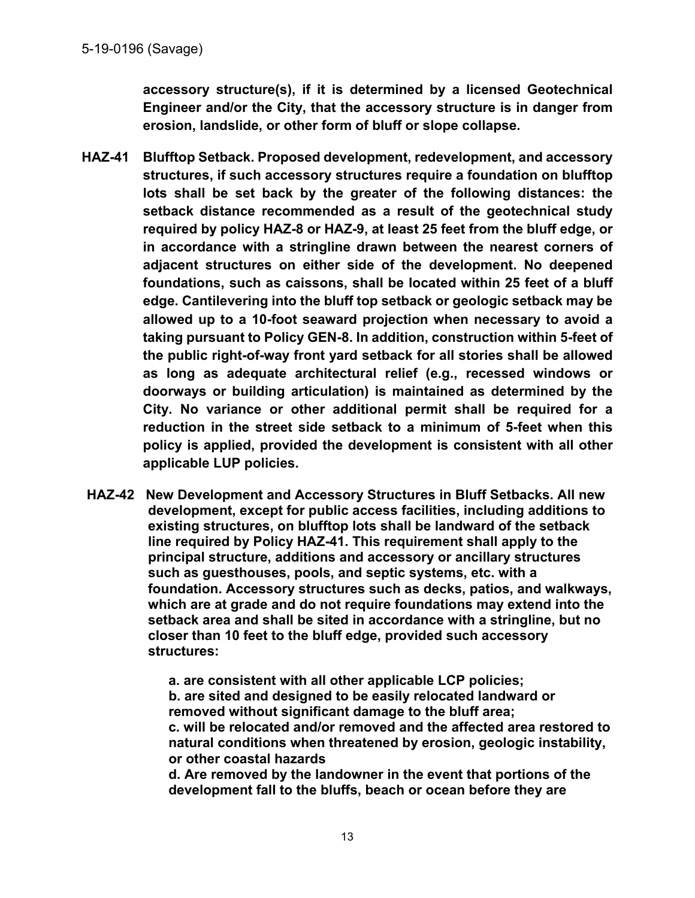**accessory structure(s), if it is determined by a licensed Geotechnical Engineer and/or the City, that the accessory structure is in danger from erosion, landslide, or other form of bluff or slope collapse.**

**HAZ-41 Blufftop Setback. Proposed development, redevelopment, and accessory structures, if such accessory structures require a foundation on blufftop lots shall be set back by the greater of the following distances: the setback distance recommended as a result of the geotechnical study required by policy HAZ-8 or HAZ-9, at least 25 feet from the bluff edge, or in accordance with a stringline drawn between the nearest corners of adjacent structures on either side of the development. No deepened foundations, such as caissons, shall be located within 25 feet of a bluff edge. Cantilevering into the bluff top setback or geologic setback may be allowed up to a 10-foot seaward projection when necessary to avoid a taking pursuant to Policy GEN-8. In addition, construction within 5-feet of the public right-of-way front yard setback for all stories shall be allowed as long as adequate architectural relief (e.g., recessed windows or doorways or building articulation) is maintained as determined by the City. No variance or other additional permit shall be required for a reduction in the street side setback to a minimum of 5-feet when this policy is applied, provided the development is consistent with all other applicable LUP policies.**

**HAZ-42 New Development and Accessory Structures in Bluff Setbacks. All new development, except for public access facilities, including additions to existing structures, on blufftop lots shall be landward of the setback line required by Policy HAZ-41. This requirement shall apply to the principal structure, additions and accessory or ancillary structures such as guesthouses, pools, and septic systems, etc. with a foundation. Accessory structures such as decks, patios, and walkways, which are at grade and do not require foundations may extend into the setback area and shall be sited in accordance with a stringline, but no closer than 10 feet to the bluff edge, provided such accessory structures:**

**a. are consistent with all other applicable LCP policies;**
**b. are sited and designed to be easily relocated landward or removed without significant damage to the bluff area;**
**c. will be relocated and/or removed and the affected area restored to natural conditions when threatened by erosion, geologic instability, or other coastal hazards**
**d. Are removed by the landowner in the event that portions of the development fall to the bluffs, beach or ocean before they are**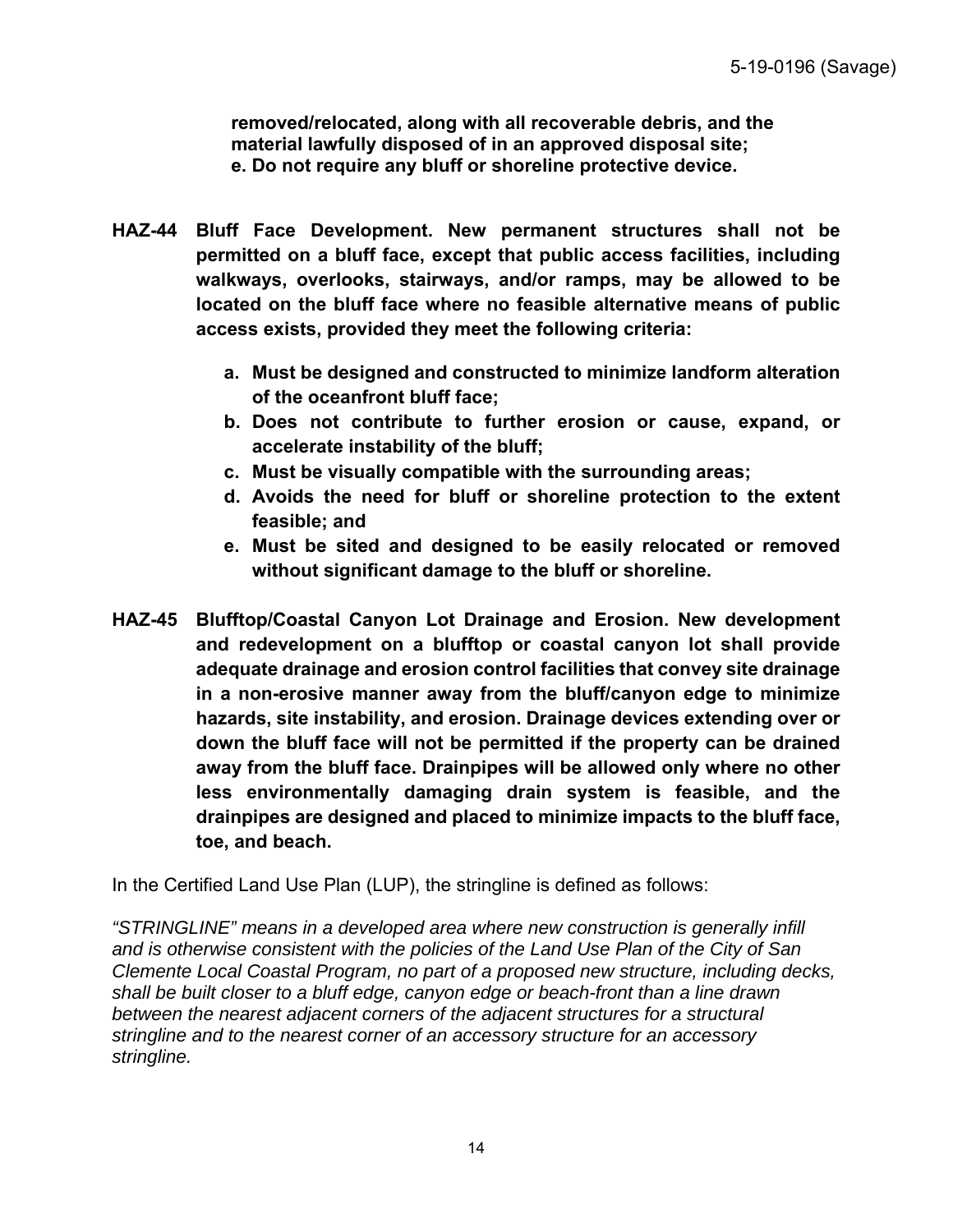**removed/relocated, along with all recoverable debris, and the material lawfully disposed of in an approved disposal site;**
**e. Do not require any bluff or shoreline protective device.**

**HAZ-44 Bluff Face Development. New permanent structures shall not be permitted on a bluff face, except that public access facilities, including walkways, overlooks, stairways, and/or ramps, may be allowed to be located on the bluff face where no feasible alternative means of public access exists, provided they meet the following criteria:**

**a. Must be designed and constructed to minimize landform alteration of the oceanfront bluff face;**
**b. Does not contribute to further erosion or cause, expand, or accelerate instability of the bluff;**
**c. Must be visually compatible with the surrounding areas;**
**d. Avoids the need for bluff or shoreline protection to the extent feasible; and**
**e. Must be sited and designed to be easily relocated or removed without significant damage to the bluff or shoreline.**

**HAZ-45 Blufftop/Coastal Canyon Lot Drainage and Erosion. New development and redevelopment on a blufftop or coastal canyon lot shall provide adequate drainage and erosion control facilities that convey site drainage in a non-erosive manner away from the bluff/canyon edge to minimize hazards, site instability, and erosion. Drainage devices extending over or down the bluff face will not be permitted if the property can be drained away from the bluff face. Drainpipes will be allowed only where no other less environmentally damaging drain system is feasible, and the drainpipes are designed and placed to minimize impacts to the bluff face, toe, and beach.**

In the Certified Land Use Plan (LUP), the stringline is defined as follows:

*"STRINGLINE" means in a developed area where new construction is generally infill and is otherwise consistent with the policies of the Land Use Plan of the City of San Clemente Local Coastal Program, no part of a proposed new structure, including decks, shall be built closer to a bluff edge, canyon edge or beach-front than a line drawn between the nearest adjacent corners of the adjacent structures for a structural stringline and to the nearest corner of an accessory structure for an accessory stringline.*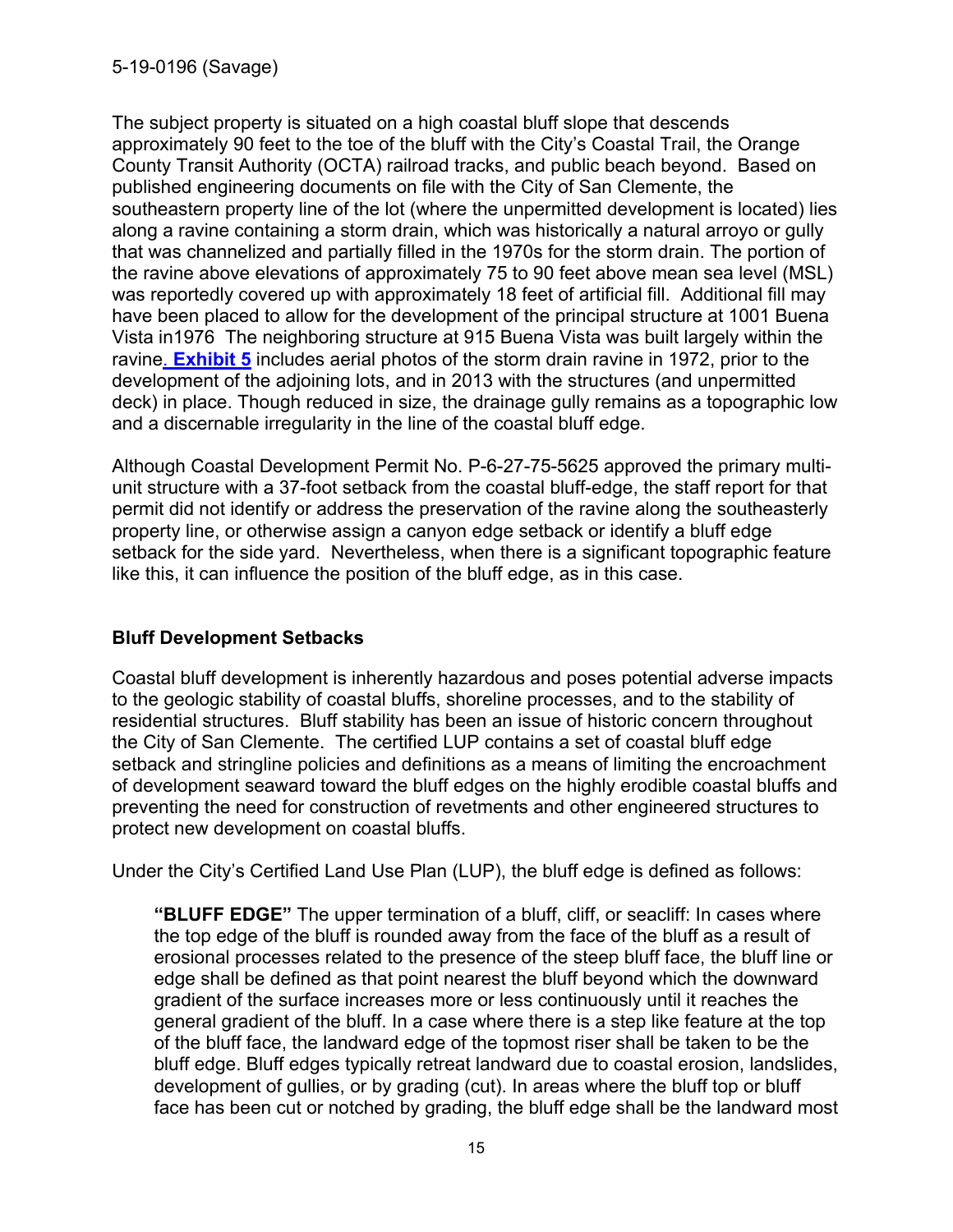The subject property is situated on a high coastal bluff slope that descends approximately 90 feet to the toe of the bluff with the City's Coastal Trail, the Orange County Transit Authority (OCTA) railroad tracks, and public beach beyond. Based on published engineering documents on file with the City of San Clemente, the southeastern property line of the lot (where the unpermitted development is located) lies along a ravine containing a storm drain, which was historically a natural arroyo or gully that was channelized and partially filled in the 1970s for the storm drain. The portion of the ravine above elevations of approximately 75 to 90 feet above mean sea level (MSL) was reportedly covered up with approximately 18 feet of artificial fill. Additional fill may have been placed to allow for the development of the principal structure at 1001 Buena Vista in1976 The neighboring structure at 915 Buena Vista was built largely within the ravine. **Exhibit 5** includes aerial photos of the storm drain ravine in 1972, prior to the development of the adjoining lots, and in 2013 with the structures (and unpermitted deck) in place. Though reduced in size, the drainage gully remains as a topographic low and a discernable irregularity in the line of the coastal bluff edge.

Although Coastal Development Permit No. P-6-27-75-5625 approved the primary multi-unit structure with a 37-foot setback from the coastal bluff-edge, the staff report for that permit did not identify or address the preservation of the ravine along the southeasterly property line, or otherwise assign a canyon edge setback or identify a bluff edge setback for the side yard. Nevertheless, when there is a significant topographic feature like this, it can influence the position of the bluff edge, as in this case.

### Bluff Development Setbacks

Coastal bluff development is inherently hazardous and poses potential adverse impacts to the geologic stability of coastal bluffs, shoreline processes, and to the stability of residential structures. Bluff stability has been an issue of historic concern throughout the City of San Clemente. The certified LUP contains a set of coastal bluff edge setback and stringline policies and definitions as a means of limiting the encroachment of development seaward toward the bluff edges on the highly erodible coastal bluffs and preventing the need for construction of revetments and other engineered structures to protect new development on coastal bluffs.

Under the City's Certified Land Use Plan (LUP), the bluff edge is defined as follows:

> **"BLUFF EDGE"** The upper termination of a bluff, cliff, or seacliff: In cases where the top edge of the bluff is rounded away from the face of the bluff as a result of erosional processes related to the presence of the steep bluff face, the bluff line or edge shall be defined as that point nearest the bluff beyond which the downward gradient of the surface increases more or less continuously until it reaches the general gradient of the bluff. In a case where there is a step like feature at the top of the bluff face, the landward edge of the topmost riser shall be taken to be the bluff edge. Bluff edges typically retreat landward due to coastal erosion, landslides, development of gullies, or by grading (cut). In areas where the bluff top or bluff face has been cut or notched by grading, the bluff edge shall be the landward most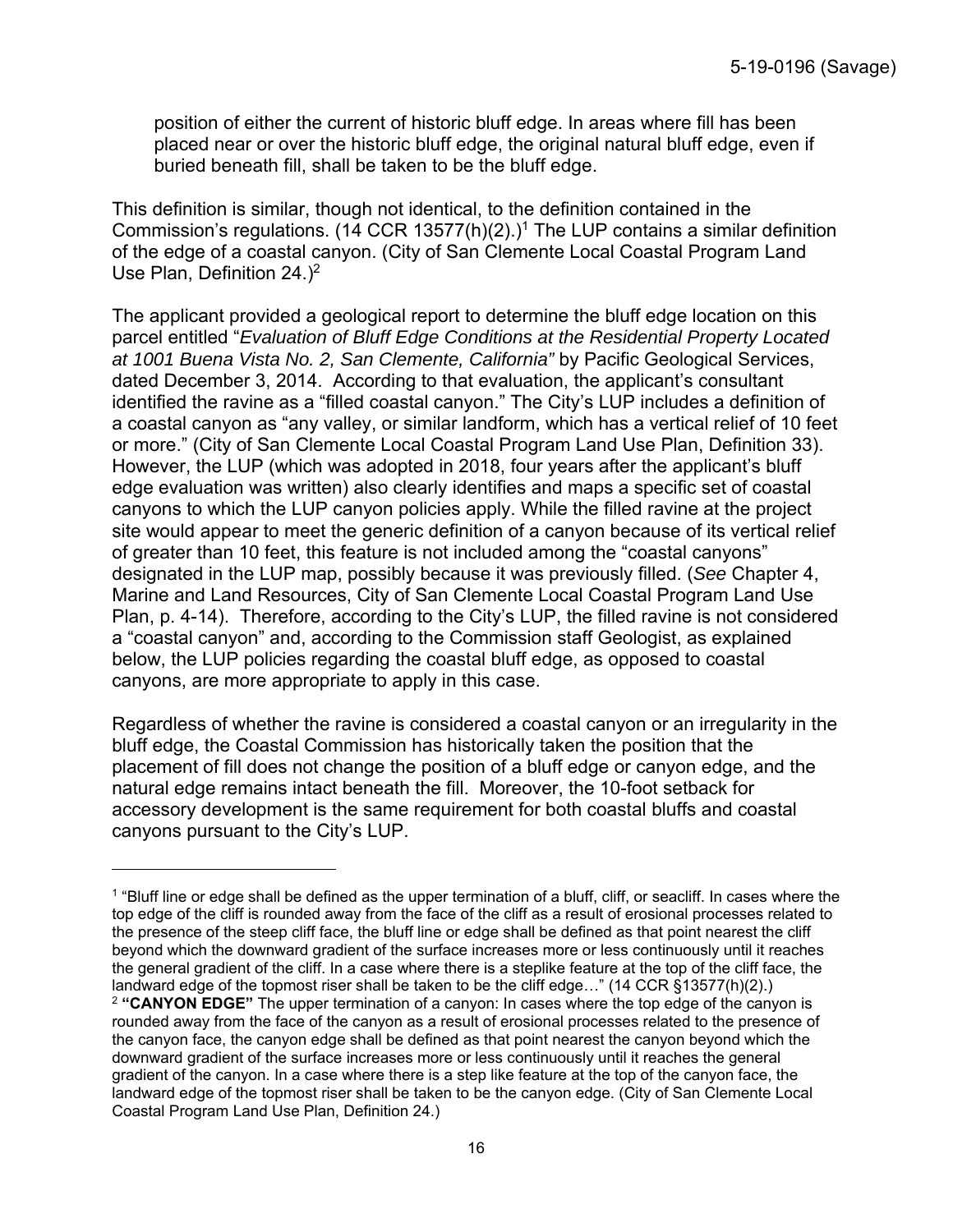position of either the current of historic bluff edge. In areas where fill has been placed near or over the historic bluff edge, the original natural bluff edge, even if buried beneath fill, shall be taken to be the bluff edge.

This definition is similar, though not identical, to the definition contained in the Commission's regulations. (14 CCR 13577(h)(2).)[1] The LUP contains a similar definition of the edge of a coastal canyon. (City of San Clemente Local Coastal Program Land Use Plan, Definition 24.)[2]

The applicant provided a geological report to determine the bluff edge location on this parcel entitled "*Evaluation of Bluff Edge Conditions at the Residential Property Located at 1001 Buena Vista No. 2, San Clemente, California"* by Pacific Geological Services, dated December 3, 2014. According to that evaluation, the applicant's consultant identified the ravine as a "filled coastal canyon." The City's LUP includes a definition of a coastal canyon as "any valley, or similar landform, which has a vertical relief of 10 feet or more." (City of San Clemente Local Coastal Program Land Use Plan, Definition 33). However, the LUP (which was adopted in 2018, four years after the applicant's bluff edge evaluation was written) also clearly identifies and maps a specific set of coastal canyons to which the LUP canyon policies apply. While the filled ravine at the project site would appear to meet the generic definition of a canyon because of its vertical relief of greater than 10 feet, this feature is not included among the "coastal canyons" designated in the LUP map, possibly because it was previously filled. (*See* Chapter 4, Marine and Land Resources, City of San Clemente Local Coastal Program Land Use Plan, p. 4-14). Therefore, according to the City's LUP, the filled ravine is not considered a "coastal canyon" and, according to the Commission staff Geologist, as explained below, the LUP policies regarding the coastal bluff edge, as opposed to coastal canyons, are more appropriate to apply in this case.

Regardless of whether the ravine is considered a coastal canyon or an irregularity in the bluff edge, the Coastal Commission has historically taken the position that the placement of fill does not change the position of a bluff edge or canyon edge, and the natural edge remains intact beneath the fill. Moreover, the 10-foot setback for accessory development is the same requirement for both coastal bluffs and coastal canyons pursuant to the City's LUP.

---

[1] "Bluff line or edge shall be defined as the upper termination of a bluff, cliff, or seacliff. In cases where the top edge of the cliff is rounded away from the face of the cliff as a result of erosional processes related to the presence of the steep cliff face, the bluff line or edge shall be defined as that point nearest the cliff beyond which the downward gradient of the surface increases more or less continuously until it reaches the general gradient of the cliff. In a case where there is a steplike feature at the top of the cliff face, the landward edge of the topmost riser shall be taken to be the cliff edge…" (14 CCR §13577(h)(2).)

[2] **"CANYON EDGE"** The upper termination of a canyon: In cases where the top edge of the canyon is rounded away from the face of the canyon as a result of erosional processes related to the presence of the canyon face, the canyon edge shall be defined as that point nearest the canyon beyond which the downward gradient of the surface increases more or less continuously until it reaches the general gradient of the canyon. In a case where there is a step like feature at the top of the canyon face, the landward edge of the topmost riser shall be taken to be the canyon edge. (City of San Clemente Local Coastal Program Land Use Plan, Definition 24.)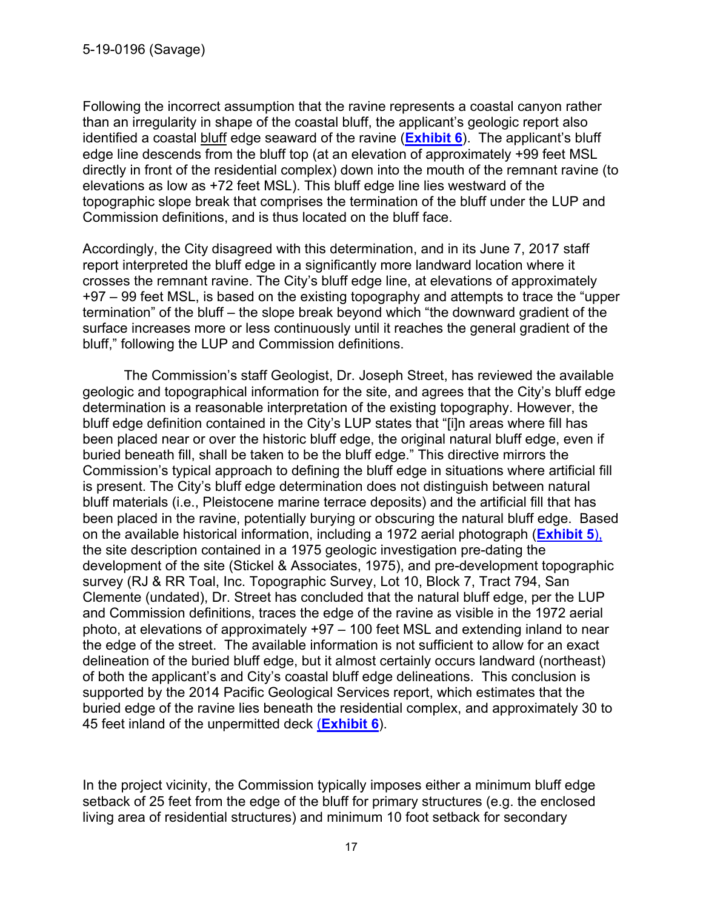Following the incorrect assumption that the ravine represents a coastal canyon rather than an irregularity in shape of the coastal bluff, the applicant's geologic report also identified a coastal bluff edge seaward of the ravine (**Exhibit 6**). The applicant's bluff edge line descends from the bluff top (at an elevation of approximately +99 feet MSL directly in front of the residential complex) down into the mouth of the remnant ravine (to elevations as low as +72 feet MSL). This bluff edge line lies westward of the topographic slope break that comprises the termination of the bluff under the LUP and Commission definitions, and is thus located on the bluff face.

Accordingly, the City disagreed with this determination, and in its June 7, 2017 staff report interpreted the bluff edge in a significantly more landward location where it crosses the remnant ravine. The City's bluff edge line, at elevations of approximately +97 – 99 feet MSL, is based on the existing topography and attempts to trace the "upper termination" of the bluff – the slope break beyond which "the downward gradient of the surface increases more or less continuously until it reaches the general gradient of the bluff," following the LUP and Commission definitions.

The Commission's staff Geologist, Dr. Joseph Street, has reviewed the available geologic and topographical information for the site, and agrees that the City's bluff edge determination is a reasonable interpretation of the existing topography. However, the bluff edge definition contained in the City's LUP states that "[i]n areas where fill has been placed near or over the historic bluff edge, the original natural bluff edge, even if buried beneath fill, shall be taken to be the bluff edge." This directive mirrors the Commission's typical approach to defining the bluff edge in situations where artificial fill is present. The City's bluff edge determination does not distinguish between natural bluff materials (i.e., Pleistocene marine terrace deposits) and the artificial fill that has been placed in the ravine, potentially burying or obscuring the natural bluff edge. Based on the available historical information, including a 1972 aerial photograph (**Exhibit 5**), the site description contained in a 1975 geologic investigation pre-dating the development of the site (Stickel & Associates, 1975), and pre-development topographic survey (RJ & RR Toal, Inc. Topographic Survey, Lot 10, Block 7, Tract 794, San Clemente (undated), Dr. Street has concluded that the natural bluff edge, per the LUP and Commission definitions, traces the edge of the ravine as visible in the 1972 aerial photo, at elevations of approximately +97 – 100 feet MSL and extending inland to near the edge of the street. The available information is not sufficient to allow for an exact delineation of the buried bluff edge, but it almost certainly occurs landward (northeast) of both the applicant's and City's coastal bluff edge delineations. This conclusion is supported by the 2014 Pacific Geological Services report, which estimates that the buried edge of the ravine lies beneath the residential complex, and approximately 30 to 45 feet inland of the unpermitted deck (**Exhibit 6**).

In the project vicinity, the Commission typically imposes either a minimum bluff edge setback of 25 feet from the edge of the bluff for primary structures (e.g. the enclosed living area of residential structures) and minimum 10 foot setback for secondary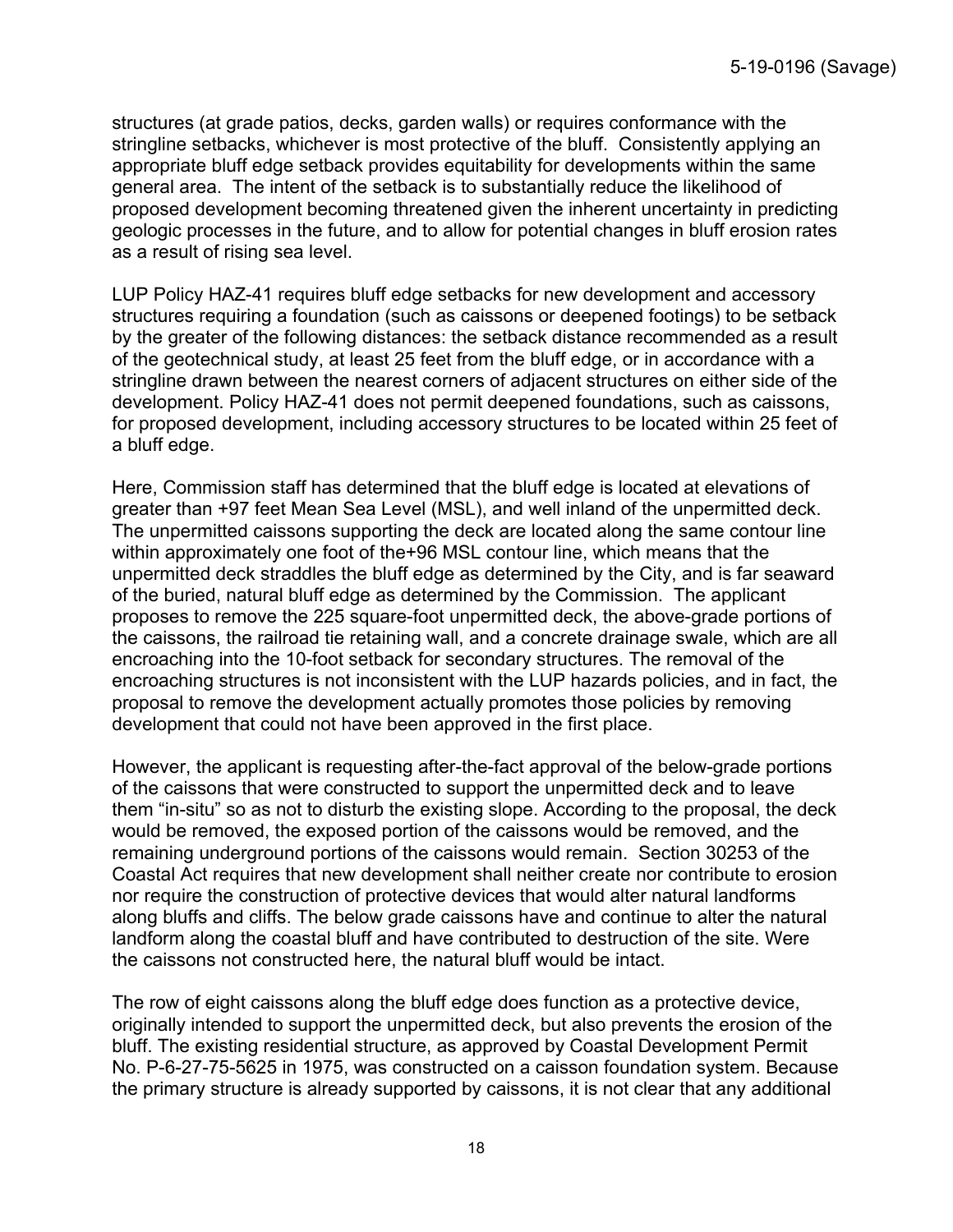structures (at grade patios, decks, garden walls) or requires conformance with the stringline setbacks, whichever is most protective of the bluff. Consistently applying an appropriate bluff edge setback provides equitability for developments within the same general area. The intent of the setback is to substantially reduce the likelihood of proposed development becoming threatened given the inherent uncertainty in predicting geologic processes in the future, and to allow for potential changes in bluff erosion rates as a result of rising sea level.

LUP Policy HAZ-41 requires bluff edge setbacks for new development and accessory structures requiring a foundation (such as caissons or deepened footings) to be setback by the greater of the following distances: the setback distance recommended as a result of the geotechnical study, at least 25 feet from the bluff edge, or in accordance with a stringline drawn between the nearest corners of adjacent structures on either side of the development. Policy HAZ-41 does not permit deepened foundations, such as caissons, for proposed development, including accessory structures to be located within 25 feet of a bluff edge.

Here, Commission staff has determined that the bluff edge is located at elevations of greater than +97 feet Mean Sea Level (MSL), and well inland of the unpermitted deck. The unpermitted caissons supporting the deck are located along the same contour line within approximately one foot of the+96 MSL contour line, which means that the unpermitted deck straddles the bluff edge as determined by the City, and is far seaward of the buried, natural bluff edge as determined by the Commission. The applicant proposes to remove the 225 square-foot unpermitted deck, the above-grade portions of the caissons, the railroad tie retaining wall, and a concrete drainage swale, which are all encroaching into the 10-foot setback for secondary structures. The removal of the encroaching structures is not inconsistent with the LUP hazards policies, and in fact, the proposal to remove the development actually promotes those policies by removing development that could not have been approved in the first place.

However, the applicant is requesting after-the-fact approval of the below-grade portions of the caissons that were constructed to support the unpermitted deck and to leave them "in-situ" so as not to disturb the existing slope. According to the proposal, the deck would be removed, the exposed portion of the caissons would be removed, and the remaining underground portions of the caissons would remain. Section 30253 of the Coastal Act requires that new development shall neither create nor contribute to erosion nor require the construction of protective devices that would alter natural landforms along bluffs and cliffs. The below grade caissons have and continue to alter the natural landform along the coastal bluff and have contributed to destruction of the site. Were the caissons not constructed here, the natural bluff would be intact.

The row of eight caissons along the bluff edge does function as a protective device, originally intended to support the unpermitted deck, but also prevents the erosion of the bluff. The existing residential structure, as approved by Coastal Development Permit No. P-6-27-75-5625 in 1975, was constructed on a caisson foundation system. Because the primary structure is already supported by caissons, it is not clear that any additional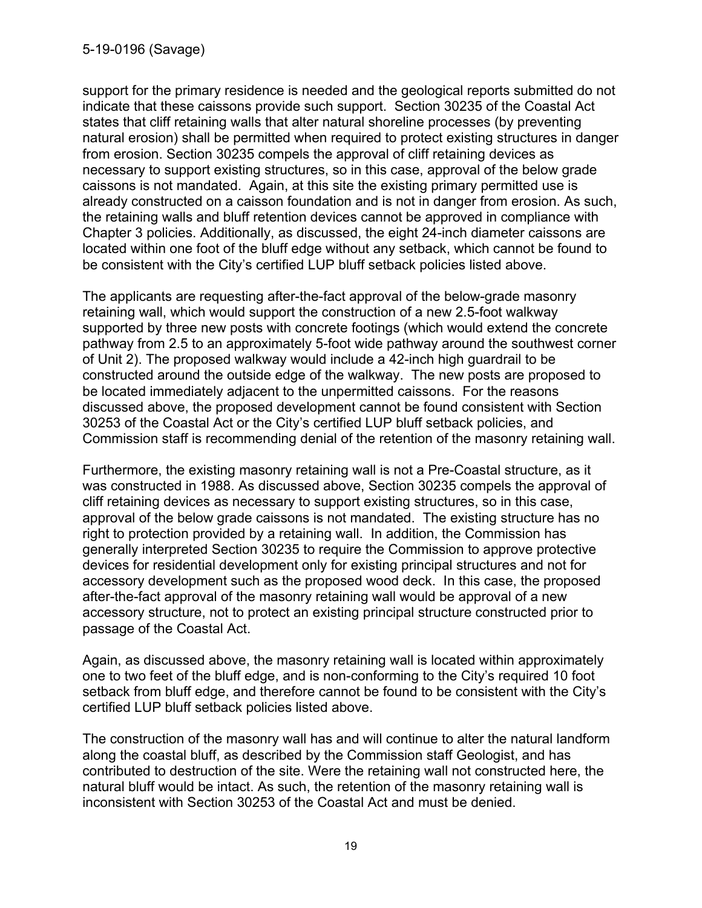support for the primary residence is needed and the geological reports submitted do not indicate that these caissons provide such support. Section 30235 of the Coastal Act states that cliff retaining walls that alter natural shoreline processes (by preventing natural erosion) shall be permitted when required to protect existing structures in danger from erosion. Section 30235 compels the approval of cliff retaining devices as necessary to support existing structures, so in this case, approval of the below grade caissons is not mandated. Again, at this site the existing primary permitted use is already constructed on a caisson foundation and is not in danger from erosion. As such, the retaining walls and bluff retention devices cannot be approved in compliance with Chapter 3 policies. Additionally, as discussed, the eight 24-inch diameter caissons are located within one foot of the bluff edge without any setback, which cannot be found to be consistent with the City's certified LUP bluff setback policies listed above.

The applicants are requesting after-the-fact approval of the below-grade masonry retaining wall, which would support the construction of a new 2.5-foot walkway supported by three new posts with concrete footings (which would extend the concrete pathway from 2.5 to an approximately 5-foot wide pathway around the southwest corner of Unit 2). The proposed walkway would include a 42-inch high guardrail to be constructed around the outside edge of the walkway. The new posts are proposed to be located immediately adjacent to the unpermitted caissons. For the reasons discussed above, the proposed development cannot be found consistent with Section 30253 of the Coastal Act or the City's certified LUP bluff setback policies, and Commission staff is recommending denial of the retention of the masonry retaining wall.

Furthermore, the existing masonry retaining wall is not a Pre-Coastal structure, as it was constructed in 1988. As discussed above, Section 30235 compels the approval of cliff retaining devices as necessary to support existing structures, so in this case, approval of the below grade caissons is not mandated. The existing structure has no right to protection provided by a retaining wall. In addition, the Commission has generally interpreted Section 30235 to require the Commission to approve protective devices for residential development only for existing principal structures and not for accessory development such as the proposed wood deck. In this case, the proposed after-the-fact approval of the masonry retaining wall would be approval of a new accessory structure, not to protect an existing principal structure constructed prior to passage of the Coastal Act.

Again, as discussed above, the masonry retaining wall is located within approximately one to two feet of the bluff edge, and is non-conforming to the City's required 10 foot setback from bluff edge, and therefore cannot be found to be consistent with the City's certified LUP bluff setback policies listed above.

The construction of the masonry wall has and will continue to alter the natural landform along the coastal bluff, as described by the Commission staff Geologist, and has contributed to destruction of the site. Were the retaining wall not constructed here, the natural bluff would be intact. As such, the retention of the masonry retaining wall is inconsistent with Section 30253 of the Coastal Act and must be denied.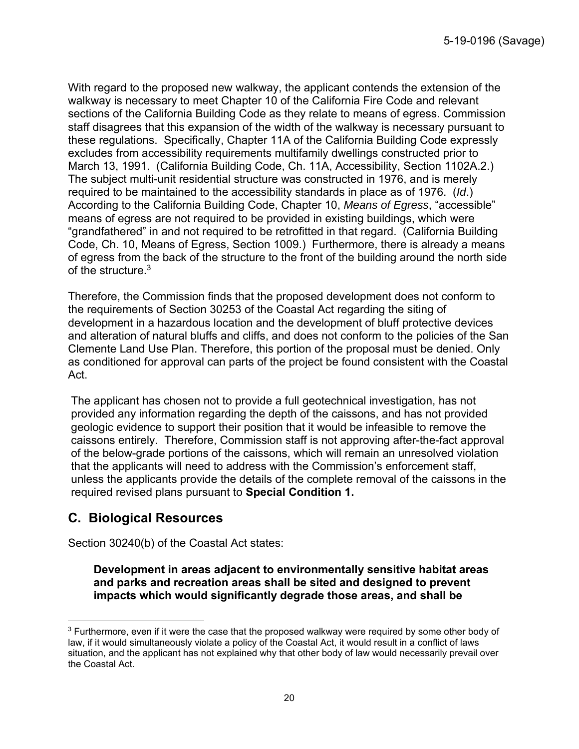With regard to the proposed new walkway, the applicant contends the extension of the walkway is necessary to meet Chapter 10 of the California Fire Code and relevant sections of the California Building Code as they relate to means of egress. Commission staff disagrees that this expansion of the width of the walkway is necessary pursuant to these regulations. Specifically, Chapter 11A of the California Building Code expressly excludes from accessibility requirements multifamily dwellings constructed prior to March 13, 1991. (California Building Code, Ch. 11A, Accessibility, Section 1102A.2.) The subject multi-unit residential structure was constructed in 1976, and is merely required to be maintained to the accessibility standards in place as of 1976. (*Id*.) According to the California Building Code, Chapter 10, *Means of Egress*, "accessible" means of egress are not required to be provided in existing buildings, which were "grandfathered" in and not required to be retrofitted in that regard. (California Building Code, Ch. 10, Means of Egress, Section 1009.) Furthermore, there is already a means of egress from the back of the structure to the front of the building around the north side of the structure.[3]

Therefore, the Commission finds that the proposed development does not conform to the requirements of Section 30253 of the Coastal Act regarding the siting of development in a hazardous location and the development of bluff protective devices and alteration of natural bluffs and cliffs, and does not conform to the policies of the San Clemente Land Use Plan. Therefore, this portion of the proposal must be denied. Only as conditioned for approval can parts of the project be found consistent with the Coastal Act.

The applicant has chosen not to provide a full geotechnical investigation, has not provided any information regarding the depth of the caissons, and has not provided geologic evidence to support their position that it would be infeasible to remove the caissons entirely. Therefore, Commission staff is not approving after-the-fact approval of the below-grade portions of the caissons, which will remain an unresolved violation that the applicants will need to address with the Commission's enforcement staff, unless the applicants provide the details of the complete removal of the caissons in the required revised plans pursuant to **Special Condition 1.**

## C. Biological Resources

Section 30240(b) of the Coastal Act states:

> **Development in areas adjacent to environmentally sensitive habitat areas and parks and recreation areas shall be sited and designed to prevent impacts which would significantly degrade those areas, and shall be**

[3] Furthermore, even if it were the case that the proposed walkway were required by some other body of law, if it would simultaneously violate a policy of the Coastal Act, it would result in a conflict of laws situation, and the applicant has not explained why that other body of law would necessarily prevail over the Coastal Act.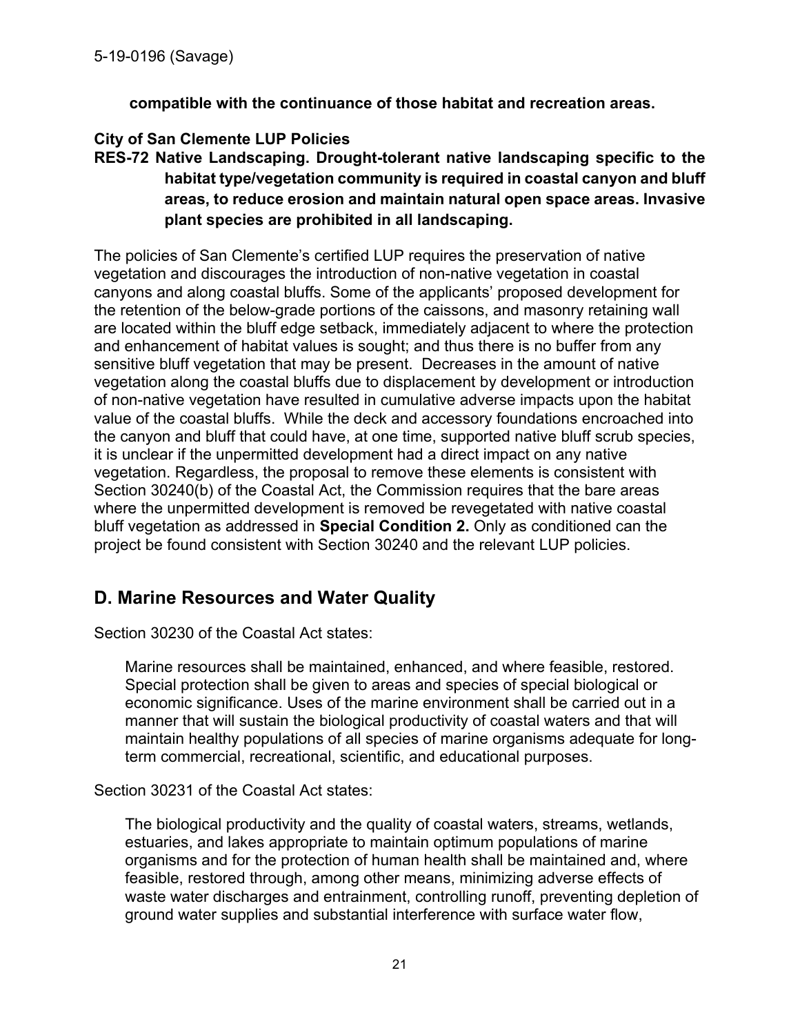**compatible with the continuance of those habitat and recreation areas.**

**City of San Clemente LUP Policies**

**RES-72 Native Landscaping. Drought-tolerant native landscaping specific to the habitat type/vegetation community is required in coastal canyon and bluff areas, to reduce erosion and maintain natural open space areas. Invasive plant species are prohibited in all landscaping.**

The policies of San Clemente's certified LUP requires the preservation of native vegetation and discourages the introduction of non-native vegetation in coastal canyons and along coastal bluffs. Some of the applicants' proposed development for the retention of the below-grade portions of the caissons, and masonry retaining wall are located within the bluff edge setback, immediately adjacent to where the protection and enhancement of habitat values is sought; and thus there is no buffer from any sensitive bluff vegetation that may be present. Decreases in the amount of native vegetation along the coastal bluffs due to displacement by development or introduction of non-native vegetation have resulted in cumulative adverse impacts upon the habitat value of the coastal bluffs. While the deck and accessory foundations encroached into the canyon and bluff that could have, at one time, supported native bluff scrub species, it is unclear if the unpermitted development had a direct impact on any native vegetation. Regardless, the proposal to remove these elements is consistent with Section 30240(b) of the Coastal Act, the Commission requires that the bare areas where the unpermitted development is removed be revegetated with native coastal bluff vegetation as addressed in **Special Condition 2.** Only as conditioned can the project be found consistent with Section 30240 and the relevant LUP policies.

## D. Marine Resources and Water Quality

Section 30230 of the Coastal Act states:

> Marine resources shall be maintained, enhanced, and where feasible, restored. Special protection shall be given to areas and species of special biological or economic significance. Uses of the marine environment shall be carried out in a manner that will sustain the biological productivity of coastal waters and that will maintain healthy populations of all species of marine organisms adequate for long-term commercial, recreational, scientific, and educational purposes.

Section 30231 of the Coastal Act states:

> The biological productivity and the quality of coastal waters, streams, wetlands, estuaries, and lakes appropriate to maintain optimum populations of marine organisms and for the protection of human health shall be maintained and, where feasible, restored through, among other means, minimizing adverse effects of waste water discharges and entrainment, controlling runoff, preventing depletion of ground water supplies and substantial interference with surface water flow,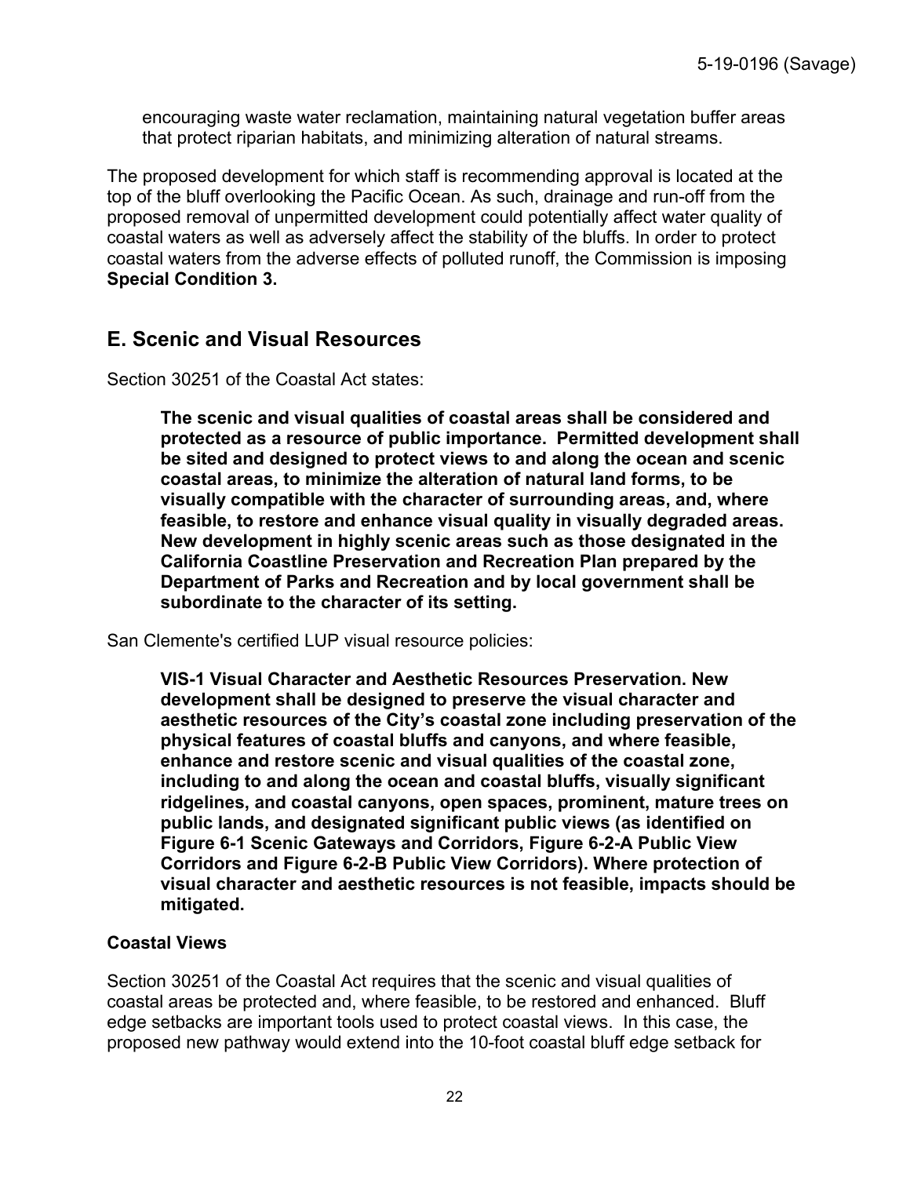encouraging waste water reclamation, maintaining natural vegetation buffer areas that protect riparian habitats, and minimizing alteration of natural streams.

The proposed development for which staff is recommending approval is located at the top of the bluff overlooking the Pacific Ocean. As such, drainage and run-off from the proposed removal of unpermitted development could potentially affect water quality of coastal waters as well as adversely affect the stability of the bluffs. In order to protect coastal waters from the adverse effects of polluted runoff, the Commission is imposing **Special Condition 3.**

## E. Scenic and Visual Resources

Section 30251 of the Coastal Act states:

> **The scenic and visual qualities of coastal areas shall be considered and protected as a resource of public importance. Permitted development shall be sited and designed to protect views to and along the ocean and scenic coastal areas, to minimize the alteration of natural land forms, to be visually compatible with the character of surrounding areas, and, where feasible, to restore and enhance visual quality in visually degraded areas. New development in highly scenic areas such as those designated in the California Coastline Preservation and Recreation Plan prepared by the Department of Parks and Recreation and by local government shall be subordinate to the character of its setting.**

San Clemente's certified LUP visual resource policies:

> **VIS-1 Visual Character and Aesthetic Resources Preservation. New development shall be designed to preserve the visual character and aesthetic resources of the City's coastal zone including preservation of the physical features of coastal bluffs and canyons, and where feasible, enhance and restore scenic and visual qualities of the coastal zone, including to and along the ocean and coastal bluffs, visually significant ridgelines, and coastal canyons, open spaces, prominent, mature trees on public lands, and designated significant public views (as identified on Figure 6-1 Scenic Gateways and Corridors, Figure 6-2-A Public View Corridors and Figure 6-2-B Public View Corridors). Where protection of visual character and aesthetic resources is not feasible, impacts should be mitigated.**

### Coastal Views

Section 30251 of the Coastal Act requires that the scenic and visual qualities of coastal areas be protected and, where feasible, to be restored and enhanced. Bluff edge setbacks are important tools used to protect coastal views. In this case, the proposed new pathway would extend into the 10-foot coastal bluff edge setback for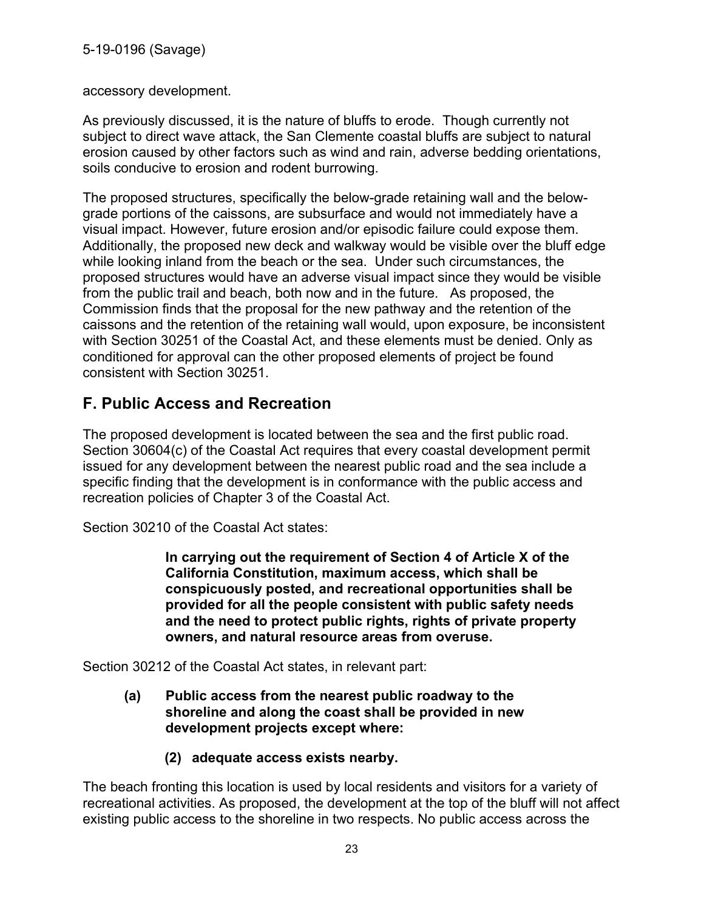accessory development.

As previously discussed, it is the nature of bluffs to erode. Though currently not subject to direct wave attack, the San Clemente coastal bluffs are subject to natural erosion caused by other factors such as wind and rain, adverse bedding orientations, soils conducive to erosion and rodent burrowing.

The proposed structures, specifically the below-grade retaining wall and the below-grade portions of the caissons, are subsurface and would not immediately have a visual impact. However, future erosion and/or episodic failure could expose them. Additionally, the proposed new deck and walkway would be visible over the bluff edge while looking inland from the beach or the sea. Under such circumstances, the proposed structures would have an adverse visual impact since they would be visible from the public trail and beach, both now and in the future. As proposed, the Commission finds that the proposal for the new pathway and the retention of the caissons and the retention of the retaining wall would, upon exposure, be inconsistent with Section 30251 of the Coastal Act, and these elements must be denied. Only as conditioned for approval can the other proposed elements of project be found consistent with Section 30251.

## F. Public Access and Recreation

The proposed development is located between the sea and the first public road. Section 30604(c) of the Coastal Act requires that every coastal development permit issued for any development between the nearest public road and the sea include a specific finding that the development is in conformance with the public access and recreation policies of Chapter 3 of the Coastal Act.

Section 30210 of the Coastal Act states:

> **In carrying out the requirement of Section 4 of Article X of the California Constitution, maximum access, which shall be conspicuously posted, and recreational opportunities shall be provided for all the people consistent with public safety needs and the need to protect public rights, rights of private property owners, and natural resource areas from overuse.**

Section 30212 of the Coastal Act states, in relevant part:

> **(a) Public access from the nearest public roadway to the shoreline and along the coast shall be provided in new development projects except where:**
>
> **(2) adequate access exists nearby.**

The beach fronting this location is used by local residents and visitors for a variety of recreational activities. As proposed, the development at the top of the bluff will not affect existing public access to the shoreline in two respects. No public access across the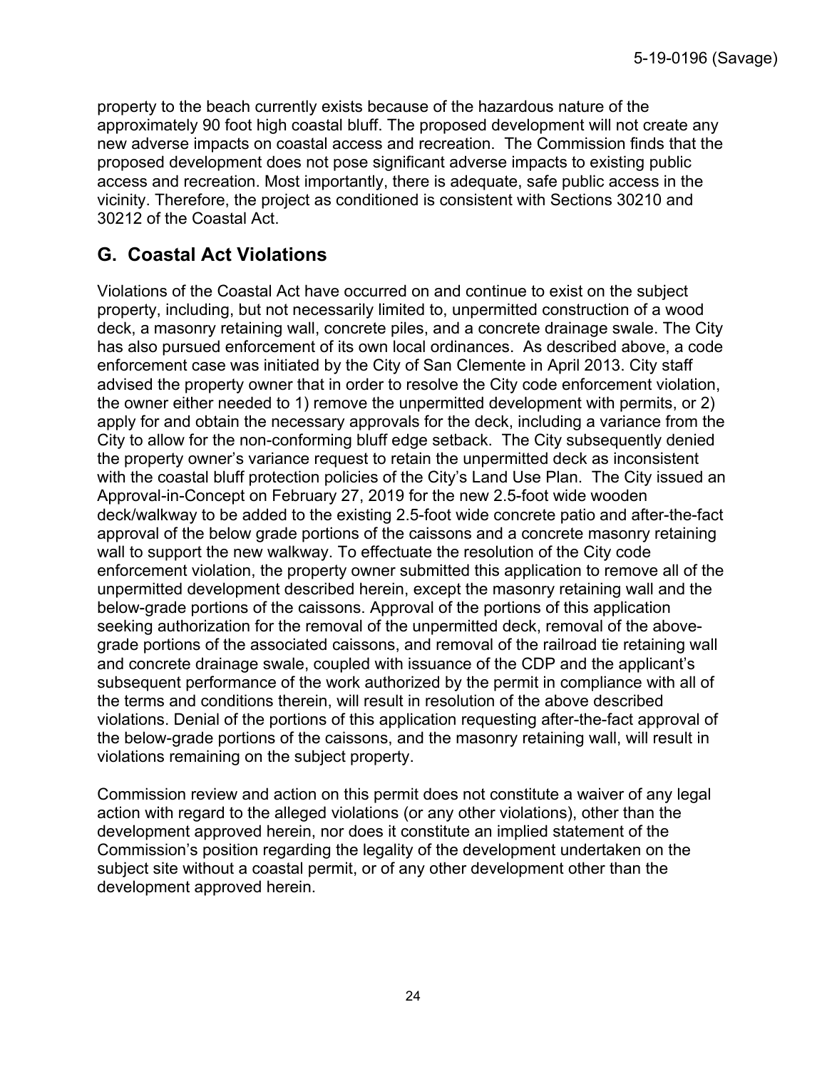property to the beach currently exists because of the hazardous nature of the approximately 90 foot high coastal bluff. The proposed development will not create any new adverse impacts on coastal access and recreation. The Commission finds that the proposed development does not pose significant adverse impacts to existing public access and recreation. Most importantly, there is adequate, safe public access in the vicinity. Therefore, the project as conditioned is consistent with Sections 30210 and 30212 of the Coastal Act.

## G. Coastal Act Violations

Violations of the Coastal Act have occurred on and continue to exist on the subject property, including, but not necessarily limited to, unpermitted construction of a wood deck, a masonry retaining wall, concrete piles, and a concrete drainage swale. The City has also pursued enforcement of its own local ordinances. As described above, a code enforcement case was initiated by the City of San Clemente in April 2013. City staff advised the property owner that in order to resolve the City code enforcement violation, the owner either needed to 1) remove the unpermitted development with permits, or 2) apply for and obtain the necessary approvals for the deck, including a variance from the City to allow for the non-conforming bluff edge setback. The City subsequently denied the property owner's variance request to retain the unpermitted deck as inconsistent with the coastal bluff protection policies of the City's Land Use Plan. The City issued an Approval-in-Concept on February 27, 2019 for the new 2.5-foot wide wooden deck/walkway to be added to the existing 2.5-foot wide concrete patio and after-the-fact approval of the below grade portions of the caissons and a concrete masonry retaining wall to support the new walkway. To effectuate the resolution of the City code enforcement violation, the property owner submitted this application to remove all of the unpermitted development described herein, except the masonry retaining wall and the below-grade portions of the caissons. Approval of the portions of this application seeking authorization for the removal of the unpermitted deck, removal of the above-grade portions of the associated caissons, and removal of the railroad tie retaining wall and concrete drainage swale, coupled with issuance of the CDP and the applicant's subsequent performance of the work authorized by the permit in compliance with all of the terms and conditions therein, will result in resolution of the above described violations. Denial of the portions of this application requesting after-the-fact approval of the below-grade portions of the caissons, and the masonry retaining wall, will result in violations remaining on the subject property.

Commission review and action on this permit does not constitute a waiver of any legal action with regard to the alleged violations (or any other violations), other than the development approved herein, nor does it constitute an implied statement of the Commission's position regarding the legality of the development undertaken on the subject site without a coastal permit, or of any other development other than the development approved herein.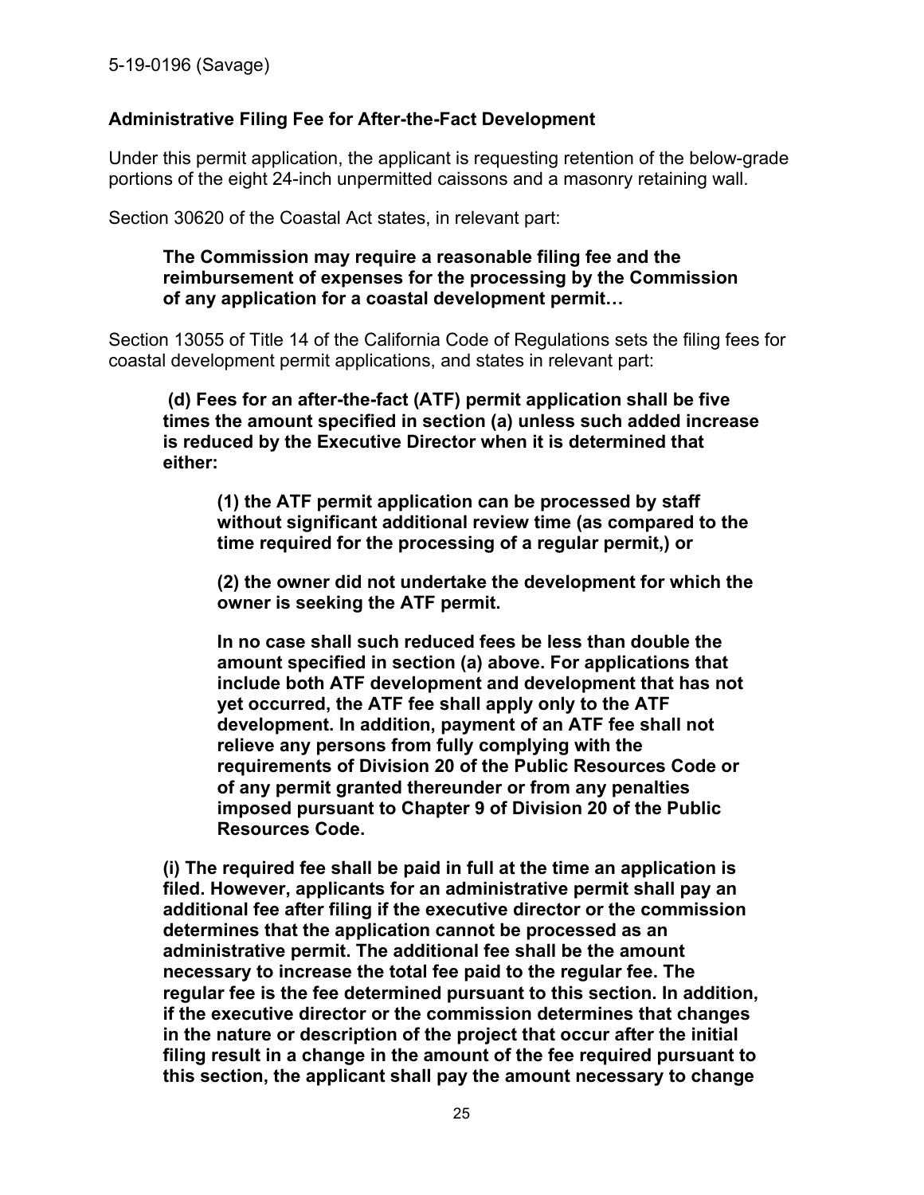**Administrative Filing Fee for After-the-Fact Development**

Under this permit application, the applicant is requesting retention of the below-grade portions of the eight 24-inch unpermitted caissons and a masonry retaining wall.

Section 30620 of the Coastal Act states, in relevant part:

> **The Commission may require a reasonable filing fee and the reimbursement of expenses for the processing by the Commission of any application for a coastal development permit…**

Section 13055 of Title 14 of the California Code of Regulations sets the filing fees for coastal development permit applications, and states in relevant part:

> **(d) Fees for an after-the-fact (ATF) permit application shall be five times the amount specified in section (a) unless such added increase is reduced by the Executive Director when it is determined that either:**
>
> > **(1) the ATF permit application can be processed by staff without significant additional review time (as compared to the time required for the processing of a regular permit,) or**
> >
> > **(2) the owner did not undertake the development for which the owner is seeking the ATF permit.**
> >
> > **In no case shall such reduced fees be less than double the amount specified in section (a) above. For applications that include both ATF development and development that has not yet occurred, the ATF fee shall apply only to the ATF development. In addition, payment of an ATF fee shall not relieve any persons from fully complying with the requirements of Division 20 of the Public Resources Code or of any permit granted thereunder or from any penalties imposed pursuant to Chapter 9 of Division 20 of the Public Resources Code.**
>
> **(i) The required fee shall be paid in full at the time an application is filed. However, applicants for an administrative permit shall pay an additional fee after filing if the executive director or the commission determines that the application cannot be processed as an administrative permit. The additional fee shall be the amount necessary to increase the total fee paid to the regular fee. The regular fee is the fee determined pursuant to this section. In addition, if the executive director or the commission determines that changes in the nature or description of the project that occur after the initial filing result in a change in the amount of the fee required pursuant to this section, the applicant shall pay the amount necessary to change**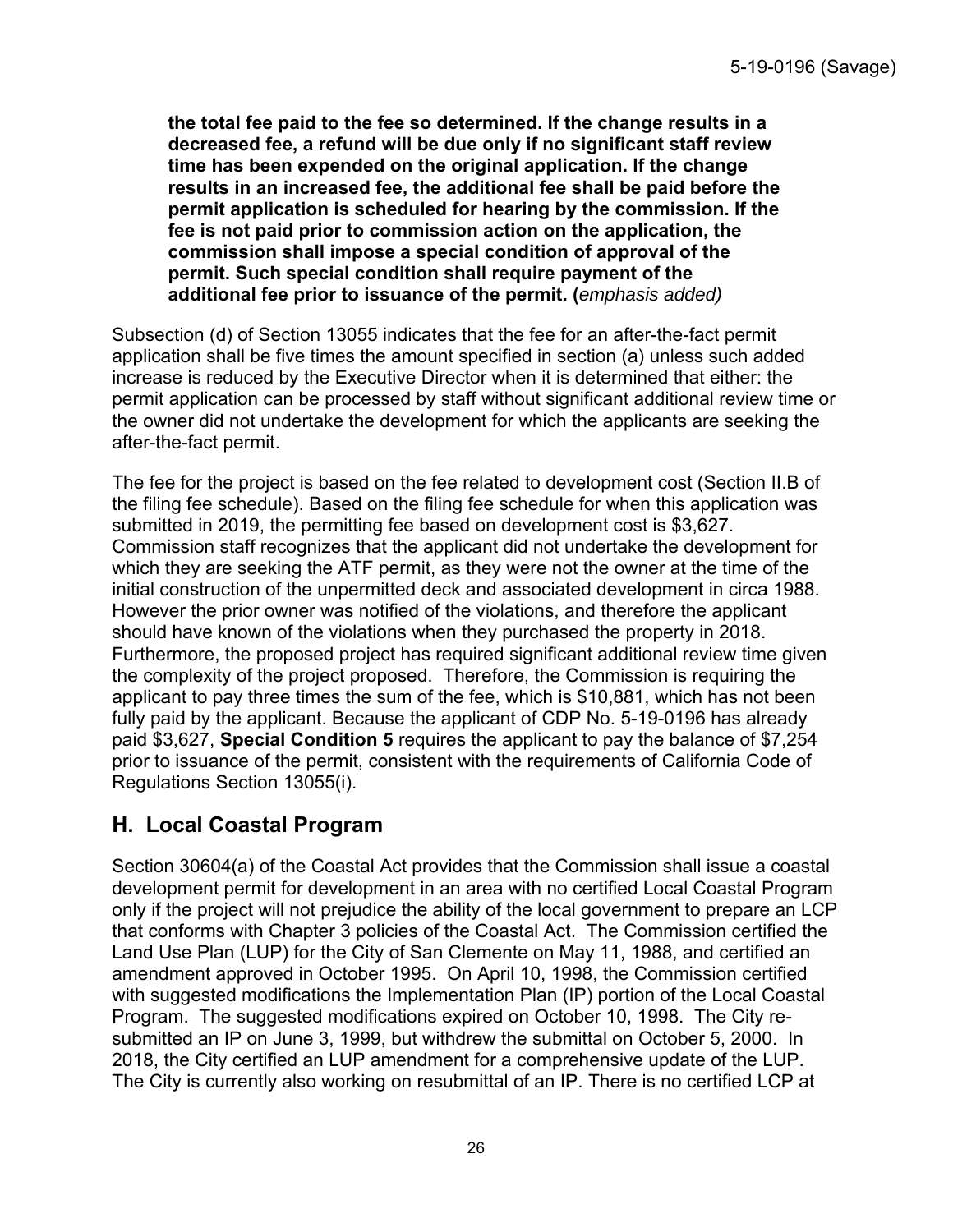**the total fee paid to the fee so determined. If the change results in a decreased fee, a refund will be due only if no significant staff review time has been expended on the original application. If the change results in an increased fee, the additional fee shall be paid before the permit application is scheduled for hearing by the commission. If the fee is not paid prior to commission action on the application, the commission shall impose a special condition of approval of the permit. Such special condition shall require payment of the additional fee prior to issuance of the permit. (***emphasis added)*

Subsection (d) of Section 13055 indicates that the fee for an after-the-fact permit application shall be five times the amount specified in section (a) unless such added increase is reduced by the Executive Director when it is determined that either: the permit application can be processed by staff without significant additional review time or the owner did not undertake the development for which the applicants are seeking the after-the-fact permit.

The fee for the project is based on the fee related to development cost (Section II.B of the filing fee schedule). Based on the filing fee schedule for when this application was submitted in 2019, the permitting fee based on development cost is $3,627. Commission staff recognizes that the applicant did not undertake the development for which they are seeking the ATF permit, as they were not the owner at the time of the initial construction of the unpermitted deck and associated development in circa 1988. However the prior owner was notified of the violations, and therefore the applicant should have known of the violations when they purchased the property in 2018. Furthermore, the proposed project has required significant additional review time given the complexity of the project proposed. Therefore, the Commission is requiring the applicant to pay three times the sum of the fee, which is $10,881, which has not been fully paid by the applicant. Because the applicant of CDP No. 5-19-0196 has already paid $3,627, **Special Condition 5** requires the applicant to pay the balance of $7,254 prior to issuance of the permit, consistent with the requirements of California Code of Regulations Section 13055(i).

## H. Local Coastal Program

Section 30604(a) of the Coastal Act provides that the Commission shall issue a coastal development permit for development in an area with no certified Local Coastal Program only if the project will not prejudice the ability of the local government to prepare an LCP that conforms with Chapter 3 policies of the Coastal Act. The Commission certified the Land Use Plan (LUP) for the City of San Clemente on May 11, 1988, and certified an amendment approved in October 1995. On April 10, 1998, the Commission certified with suggested modifications the Implementation Plan (IP) portion of the Local Coastal Program. The suggested modifications expired on October 10, 1998. The City re-submitted an IP on June 3, 1999, but withdrew the submittal on October 5, 2000. In 2018, the City certified an LUP amendment for a comprehensive update of the LUP. The City is currently also working on resubmittal of an IP. There is no certified LCP at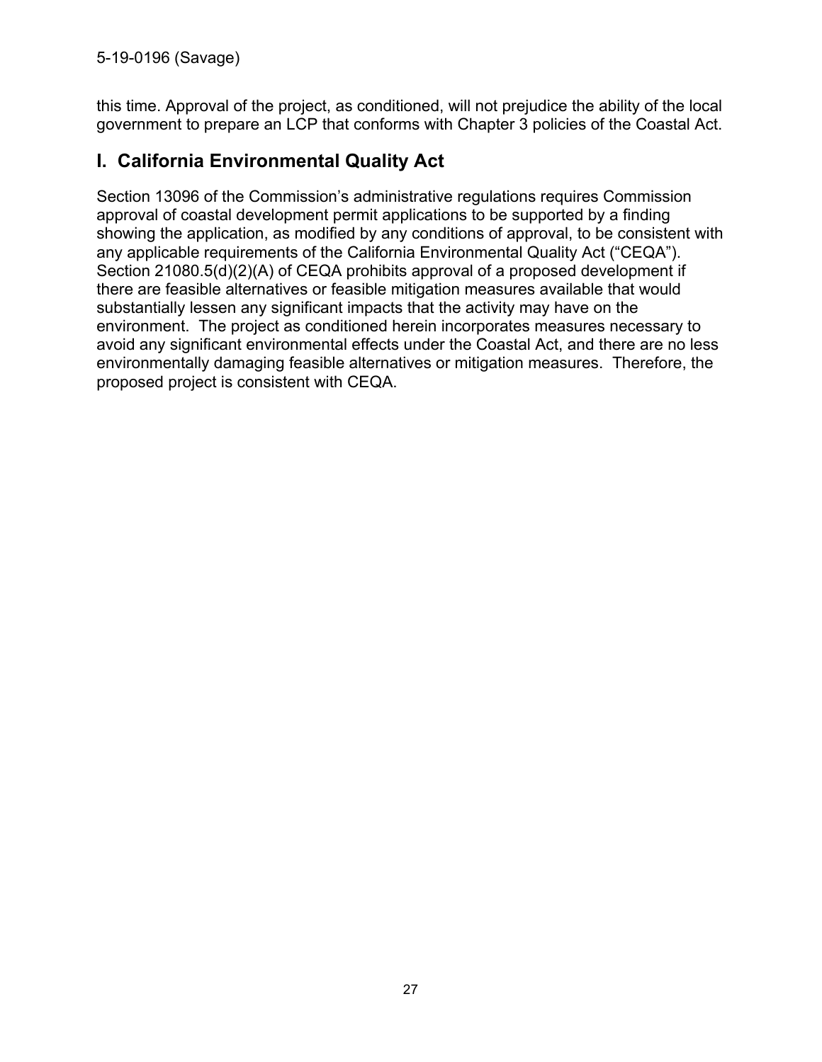this time. Approval of the project, as conditioned, will not prejudice the ability of the local government to prepare an LCP that conforms with Chapter 3 policies of the Coastal Act.

## I. California Environmental Quality Act

Section 13096 of the Commission's administrative regulations requires Commission approval of coastal development permit applications to be supported by a finding showing the application, as modified by any conditions of approval, to be consistent with any applicable requirements of the California Environmental Quality Act ("CEQA"). Section 21080.5(d)(2)(A) of CEQA prohibits approval of a proposed development if there are feasible alternatives or feasible mitigation measures available that would substantially lessen any significant impacts that the activity may have on the environment. The project as conditioned herein incorporates measures necessary to avoid any significant environmental effects under the Coastal Act, and there are no less environmentally damaging feasible alternatives or mitigation measures. Therefore, the proposed project is consistent with CEQA.